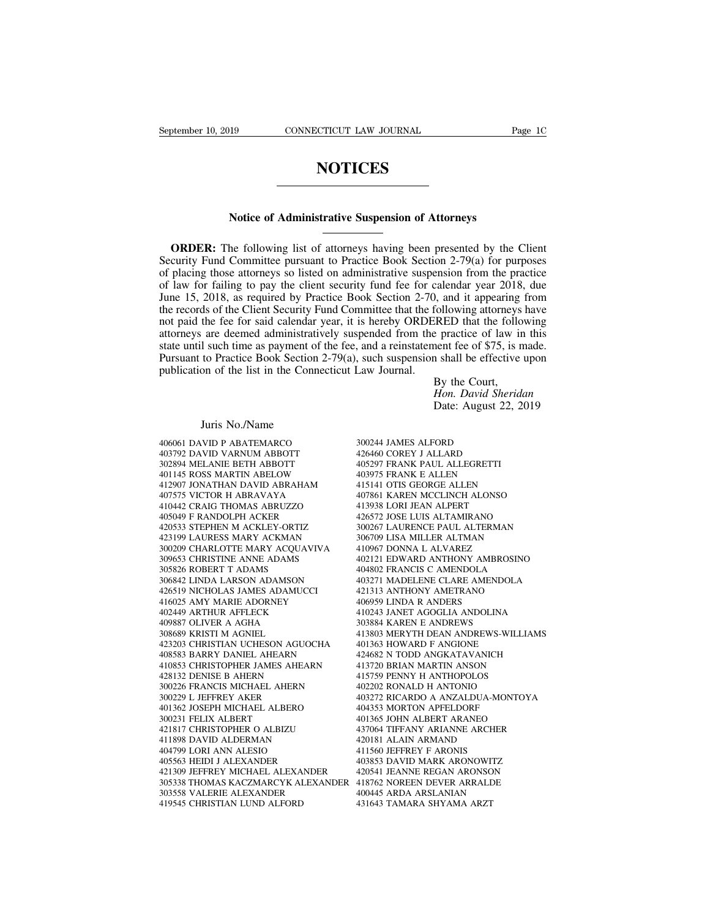# NOTICES

## Notice of Administrative Suspension of Attorneys

**ORDER:** The following list of attorneys having been presented by the Client Security Fund Committee pursuant to Practice Book Section 2-79(a) for purposes of placing those attorneys so listed on administrative suspension from the practice of law for failing to pay the client security fund fee for calendar year 2018, due June 15, 2018, as required by Practice Book Section 2-70, and it appearing from the records of the Client Security Fund Committee that the following attorneys have not paid the fee for said calendar year, it is hereby ORDERED that the following attorneys are deemed administratively suspended from the practice of law in this state until such time as payment of the fee, and a reinstatement fee of $75, is made. Pursuant to Practice Book Section 2-79(a), such suspension shall be effective upon publication of the list in the Connecticut Law Journal.

By the Court,
*Hon. David Sheridan*
Date: August 22, 2019

Juris No./Name

406061 DAVID P ABATEMARCO
403792 DAVID VARNUM ABBOTT
302894 MELANIE BETH ABBOTT
401145 ROSS MARTIN ABELOW
412907 JONATHAN DAVID ABRAHAM
407575 VICTOR H ABRAVAYA
410442 CRAIG THOMAS ABRUZZO
405049 F RANDOLPH ACKER
420533 STEPHEN M ACKLEY-ORTIZ
423199 LAURESS MARY ACKMAN
300209 CHARLOTTE MARY ACQUAVIVA
309653 CHRISTINE ANNE ADAMS
305826 ROBERT T ADAMS
306842 LINDA LARSON ADAMSON
426519 NICHOLAS JAMES ADAMUCCI
416025 AMY MARIE ADORNEY
402449 ARTHUR AFFLECK
409887 OLIVER A AGHA
308689 KRISTI M AGNIEL
423203 CHRISTIAN UCHESON AGUOCHA
408583 BARRY DANIEL AHEARN
410853 CHRISTOPHER JAMES AHEARN
428132 DENISE B AHERN
300226 FRANCIS MICHAEL AHERN
300229 L JEFFREY AKER
401362 JOSEPH MICHAEL ALBERO
300231 FELIX ALBERT
421817 CHRISTOPHER O ALBIZU
411898 DAVID ALDERMAN
404799 LORI ANN ALESIO
405563 HEIDI J ALEXANDER
421309 JEFFREY MICHAEL ALEXANDER
305338 THOMAS KACZMARCYK ALEXANDER
303558 VALERIE ALEXANDER
419545 CHRISTIAN LUND ALFORD
300244 JAMES ALFORD
426460 COREY J ALLARD
405297 FRANK PAUL ALLEGRETTI
403975 FRANK E ALLEN
415141 OTIS GEORGE ALLEN
407861 KAREN MCCLINCH ALONSO
413938 LORI JEAN ALPERT
426572 JOSE LUIS ALTAMIRANO
300267 LAURENCE PAUL ALTERMAN
306709 LISA MILLER ALTMAN
410967 DONNA L ALVAREZ
402121 EDWARD ANTHONY AMBROSINO
404802 FRANCIS C AMENDOLA
403271 MADELENE CLARE AMENDOLA
421313 ANTHONY AMETRANO
406959 LINDA R ANDERS
410243 JANET AGOGLIA ANDOLINA
303884 KAREN E ANDREWS
413803 MERYTH DEAN ANDREWS-WILLIAMS
401363 HOWARD F ANGIONE
424682 N TODD ANGKATAVANICH
413720 BRIAN MARTIN ANSON
415759 PENNY H ANTHOPOLOS
402202 RONALD H ANTONIO
403272 RICARDO A ANZALDUA-MONTOYA
404353 MORTON APFELDORF
401365 JOHN ALBERT ARANEO
437064 TIFFANY ARIANNE ARCHER
420181 ALAIN ARMAND
411560 JEFFREY F ARONIS
403853 DAVID MARK ARONOWITZ
420541 JEANNE REGAN ARONSON
418762 NOREEN DEVER ARRALDE
400445 ARDA ARSLANIAN
431643 TAMARA SHYAMA ARZT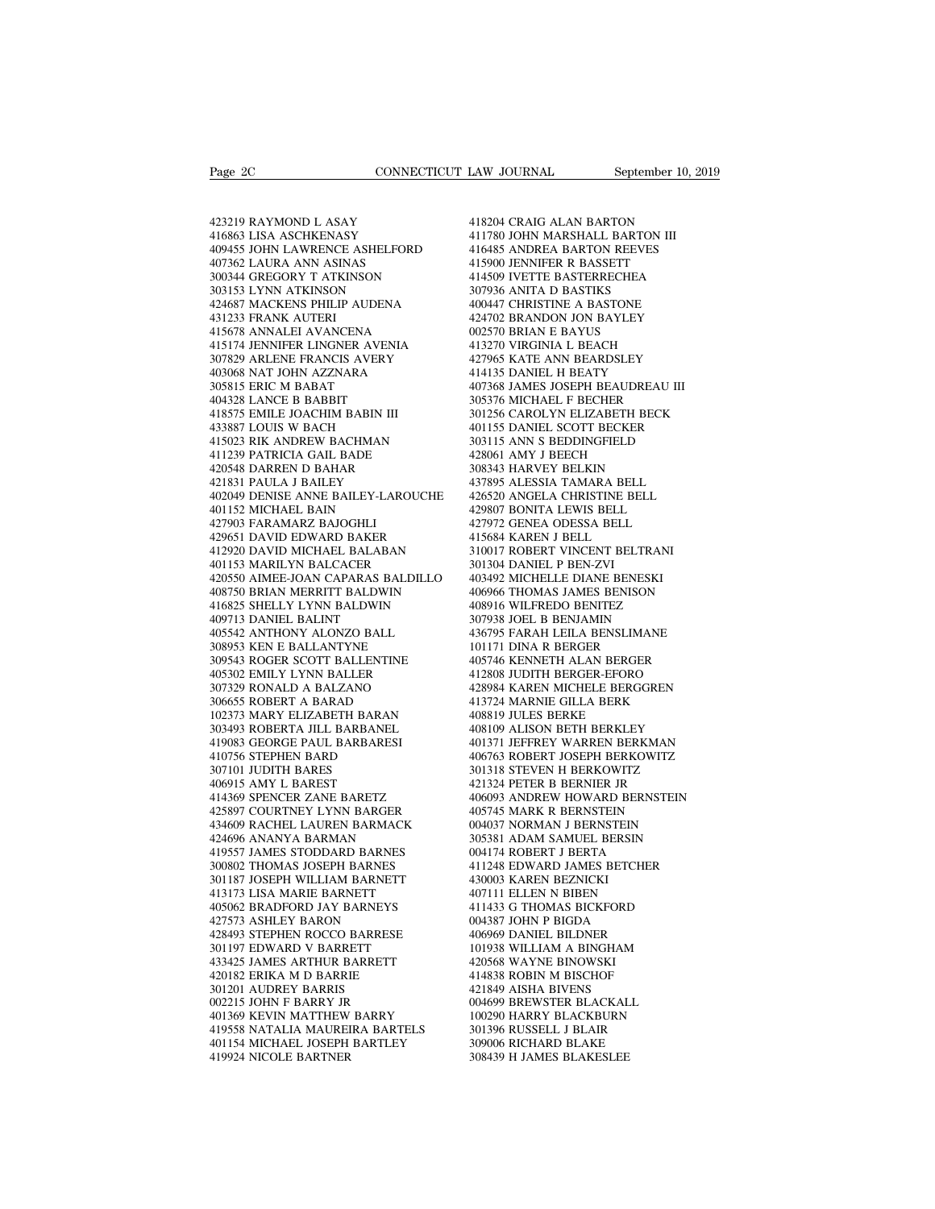423219 RAYMOND L ASAY
416863 LISA ASCHKENASY
409455 JOHN LAWRENCE ASHELFORD
407362 LAURA ANN ASINAS
300344 GREGORY T ATKINSON
303153 LYNN ATKINSON
424687 MACKENS PHILIP AUDENA
431233 FRANK AUTERI
415678 ANNALEI AVANCENA
415174 JENNIFER LINGNER AVENIA
307829 ARLENE FRANCIS AVERY
403068 NAT JOHN AZZNARA
305815 ERIC M BABAT
404328 LANCE B BABBIT
418575 EMILE JOACHIM BABIN III
433887 LOUIS W BACH
415023 RIK ANDREW BACHMAN
411239 PATRICIA GAIL BADE
420548 DARREN D BAHAR
421831 PAULA J BAILEY
402049 DENISE ANNE BAILEY-LAROUCHE
401152 MICHAEL BAIN
427903 FARAMARZ BAJOGHLI
429651 DAVID EDWARD BAKER
412920 DAVID MICHAEL BALABAN
401153 MARILYN BALCACER
420550 AIMEE-JOAN CAPARAS BALDILLO
408750 BRIAN MERRITT BALDWIN
416825 SHELLY LYNN BALDWIN
409713 DANIEL BALINT
405542 ANTHONY ALONZO BALL
308953 KEN E BALLANTYNE
309543 ROGER SCOTT BALLENTINE
405302 EMILY LYNN BALLER
307329 RONALD A BALZANO
306655 ROBERT A BARAD
102373 MARY ELIZABETH BARAN
303493 ROBERTA JILL BARBANEL
419083 GEORGE PAUL BARBARESI
410756 STEPHEN BARD
307101 JUDITH BARES
406915 AMY L BAREST
414369 SPENCER ZANE BARETZ
425897 COURTNEY LYNN BARGER
434609 RACHEL LAUREN BARMACK
424696 ANANYA BARMAN
419557 JAMES STODDARD BARNES
300802 THOMAS JOSEPH BARNES
301187 JOSEPH WILLIAM BARNETT
413173 LISA MARIE BARNETT
405062 BRADFORD JAY BARNEYS
427573 ASHLEY BARON
428493 STEPHEN ROCCO BARRESE
301197 EDWARD V BARRETT
433425 JAMES ARTHUR BARRETT
420182 ERIKA M D BARRIE
301201 AUDREY BARRIS
002215 JOHN F BARRY JR
401369 KEVIN MATTHEW BARRY
419558 NATALIA MAUREIRA BARTELS
401154 MICHAEL JOSEPH BARTLEY
419924 NICOLE BARTNER
418204 CRAIG ALAN BARTON
411780 JOHN MARSHALL BARTON III
416485 ANDREA BARTON REEVES
415900 JENNIFER R BASSETT
414509 IVETTE BASTERRECHEA
307936 ANITA D BASTIKS
400447 CHRISTINE A BASTONE
424702 BRANDON JON BAYLEY
002570 BRIAN E BAYUS
413270 VIRGINIA L BEACH
427965 KATE ANN BEARDSLEY
414135 DANIEL H BEATY
407368 JAMES JOSEPH BEAUDREAU III
305376 MICHAEL F BECHER
301256 CAROLYN ELIZABETH BECK
401155 DANIEL SCOTT BECKER
303115 ANN S BEDDINGFIELD
428061 AMY J BEECH
308343 HARVEY BELKIN
437895 ALESSIA TAMARA BELL
426520 ANGELA CHRISTINE BELL
429807 BONITA LEWIS BELL
427972 GENEA ODESSA BELL
415684 KAREN J BELL
310017 ROBERT VINCENT BELTRANI
301304 DANIEL P BEN-ZVI
403492 MICHELLE DIANE BENESKI
406966 THOMAS JAMES BENISON
408916 WILFREDO BENITEZ
307938 JOEL B BENJAMIN
436795 FARAH LEILA BENSLIMANE
101171 DINA R BERGER
405746 KENNETH ALAN BERGER
412808 JUDITH BERGER-EFORO
428984 KAREN MICHELE BERGGREN
413724 MARNIE GILLA BERK
408819 JULES BERKE
408109 ALISON BETH BERKLEY
401371 JEFFREY WARREN BERKMAN
406763 ROBERT JOSEPH BERKOWITZ
301318 STEVEN H BERKOWITZ
421324 PETER B BERNIER JR
406093 ANDREW HOWARD BERNSTEIN
405745 MARK R BERNSTEIN
004037 NORMAN J BERNSTEIN
305381 ADAM SAMUEL BERSIN
004174 ROBERT J BERTA
411248 EDWARD JAMES BETCHER
430003 KAREN BEZNICKI
407111 ELLEN N BIBEN
411433 G THOMAS BICKFORD
004387 JOHN P BIGDA
406969 DANIEL BILDNER
101938 WILLIAM A BINGHAM
420568 WAYNE BINOWSKI
414838 ROBIN M BISCHOF
421849 AISHA BIVENS
004699 BREWSTER BLACKALL
100290 HARRY BLACKBURN
301396 RUSSELL J BLAIR
309006 RICHARD BLAKE
308439 H JAMES BLAKESLEE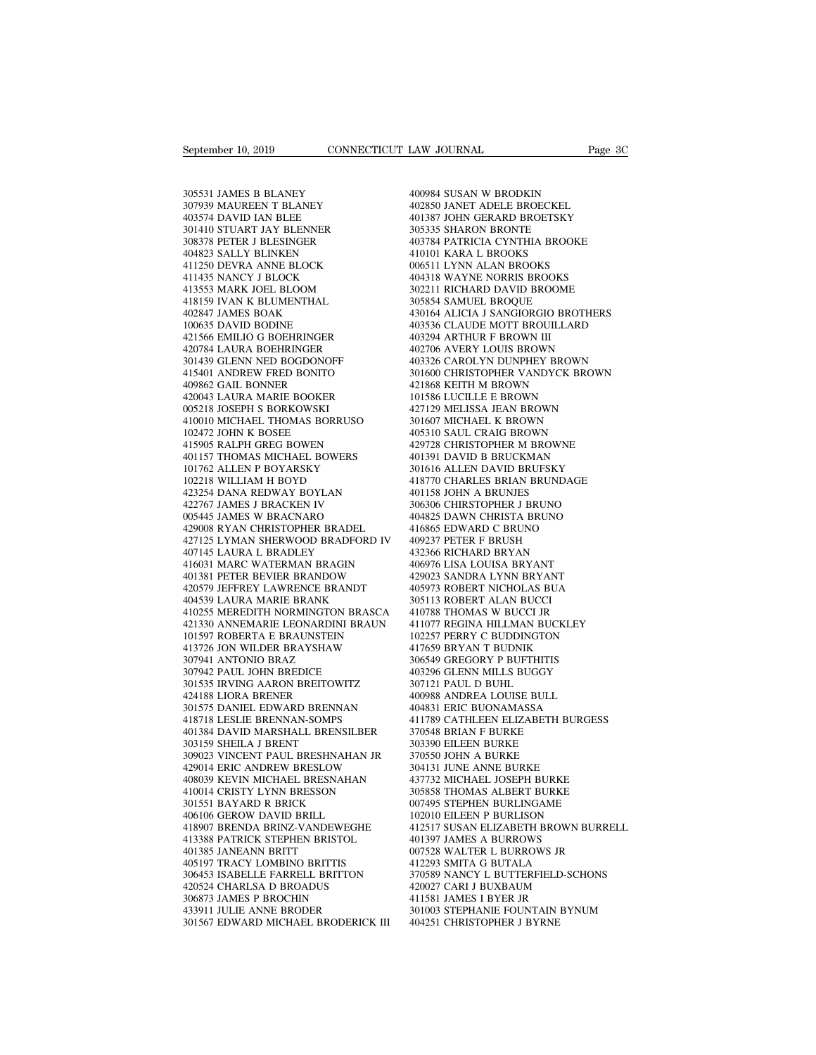305531 JAMES B BLANEY
307939 MAUREEN T BLANEY
403574 DAVID IAN BLEE
301410 STUART JAY BLENNER
308378 PETER J BLESINGER
404823 SALLY BLINKEN
411250 DEVRA ANNE BLOCK
411435 NANCY J BLOCK
413553 MARK JOEL BLOOM
418159 IVAN K BLUMENTHAL
402847 JAMES BOAK
100635 DAVID BODINE
421566 EMILIO G BOEHRINGER
420784 LAURA BOEHRINGER
301439 GLENN NED BOGDONOFF
415401 ANDREW FRED BONITO
409862 GAIL BONNER
420043 LAURA MARIE BOOKER
005218 JOSEPH S BORKOWSKI
410010 MICHAEL THOMAS BORRUSO
102472 JOHN K BOSEE
415905 RALPH GREG BOWEN
401157 THOMAS MICHAEL BOWERS
101762 ALLEN P BOYARSKY
102218 WILLIAM H BOYD
423254 DANA REDWAY BOYLAN
422767 JAMES J BRACKEN IV
005445 JAMES W BRACNARO
429008 RYAN CHRISTOPHER BRADEL
427125 LYMAN SHERWOOD BRADFORD IV
407145 LAURA L BRADLEY
416031 MARC WATERMAN BRAGIN
401381 PETER BEVIER BRANDOW
420579 JEFFREY LAWRENCE BRANDT
404539 LAURA MARIE BRANK
410255 MEREDITH NORMINGTON BRASCA
421330 ANNEMARIE LEONARDINI BRAUN
101597 ROBERTA E BRAUNSTEIN
413726 JON WILDER BRAYSHAW
307941 ANTONIO BRAZ
307942 PAUL JOHN BREDICE
301535 IRVING AARON BREITOWITZ
424188 LIORA BRENER
301575 DANIEL EDWARD BRENNAN
418718 LESLIE BRENNAN-SOMPS
401384 DAVID MARSHALL BRENSILBER
303159 SHEILA J BRENT
309023 VINCENT PAUL BRESHNAHAN JR
429014 ERIC ANDREW BRESLOW
408039 KEVIN MICHAEL BRESNAHAN
410014 CRISTY LYNN BRESSON
301551 BAYARD R BRICK
406106 GEROW DAVID BRILL
418907 BRENDA BRINZ-VANDEWEGHE
413388 PATRICK STEPHEN BRISTOL
401385 JANEANN BRITT
405197 TRACY LOMBINO BRITTIS
306453 ISABELLE FARRELL BRITTON
420524 CHARLSA D BROADUS
306873 JAMES P BROCHIN
433911 JULIE ANNE BRODER
301567 EDWARD MICHAEL BRODERICK III
400984 SUSAN W BRODKIN
402850 JANET ADELE BROECKEL
401387 JOHN GERARD BROETSKY
305335 SHARON BRONTE
403784 PATRICIA CYNTHIA BROOKE
410101 KARA L BROOKS
006511 LYNN ALAN BROOKS
404318 WAYNE NORRIS BROOKS
302211 RICHARD DAVID BROOME
305854 SAMUEL BROQUE
430164 ALICIA J SANGIORGIO BROTHERS
403536 CLAUDE MOTT BROUILLARD
403294 ARTHUR F BROWN III
402706 AVERY LOUIS BROWN
403326 CAROLYN DUNPHEY BROWN
301600 CHRISTOPHER VANDYCK BROWN
421868 KEITH M BROWN
101586 LUCILLE E BROWN
427129 MELISSA JEAN BROWN
301607 MICHAEL K BROWN
405310 SAUL CRAIG BROWN
429728 CHRISTOPHER M BROWNE
401391 DAVID B BRUCKMAN
301616 ALLEN DAVID BRUFSKY
418770 CHARLES BRIAN BRUNDAGE
401158 JOHN A BRUNJES
306306 CHIRSTOPHER J BRUNO
404825 DAWN CHRISTA BRUNO
416865 EDWARD C BRUNO
409237 PETER F BRUSH
432366 RICHARD BRYAN
406976 LISA LOUISA BRYANT
429023 SANDRA LYNN BRYANT
405973 ROBERT NICHOLAS BUA
305113 ROBERT ALAN BUCCI
410788 THOMAS W BUCCI JR
411077 REGINA HILLMAN BUCKLEY
102257 PERRY C BUDDINGTON
417659 BRYAN T BUDNIK
306549 GREGORY P BUFTHITIS
403296 GLENN MILLS BUGGY
307121 PAUL D BUHL
400988 ANDREA LOUISE BULL
404831 ERIC BUONAMASSA
411789 CATHLEEN ELIZABETH BURGESS
370548 BRIAN F BURKE
303390 EILEEN BURKE
370550 JOHN A BURKE
304131 JUNE ANNE BURKE
437732 MICHAEL JOSEPH BURKE
305858 THOMAS ALBERT BURKE
007495 STEPHEN BURLINGAME
102010 EILEEN P BURLISON
412517 SUSAN ELIZABETH BROWN BURRELL
401397 JAMES A BURROWS
007528 WALTER L BURROWS JR
412293 SMITA G BUTALA
370589 NANCY L BUTTERFIELD-SCHONS
420027 CARI J BUXBAUM
411581 JAMES I BYER JR
301003 STEPHANIE FOUNTAIN BYNUM
404251 CHRISTOPHER J BYRNE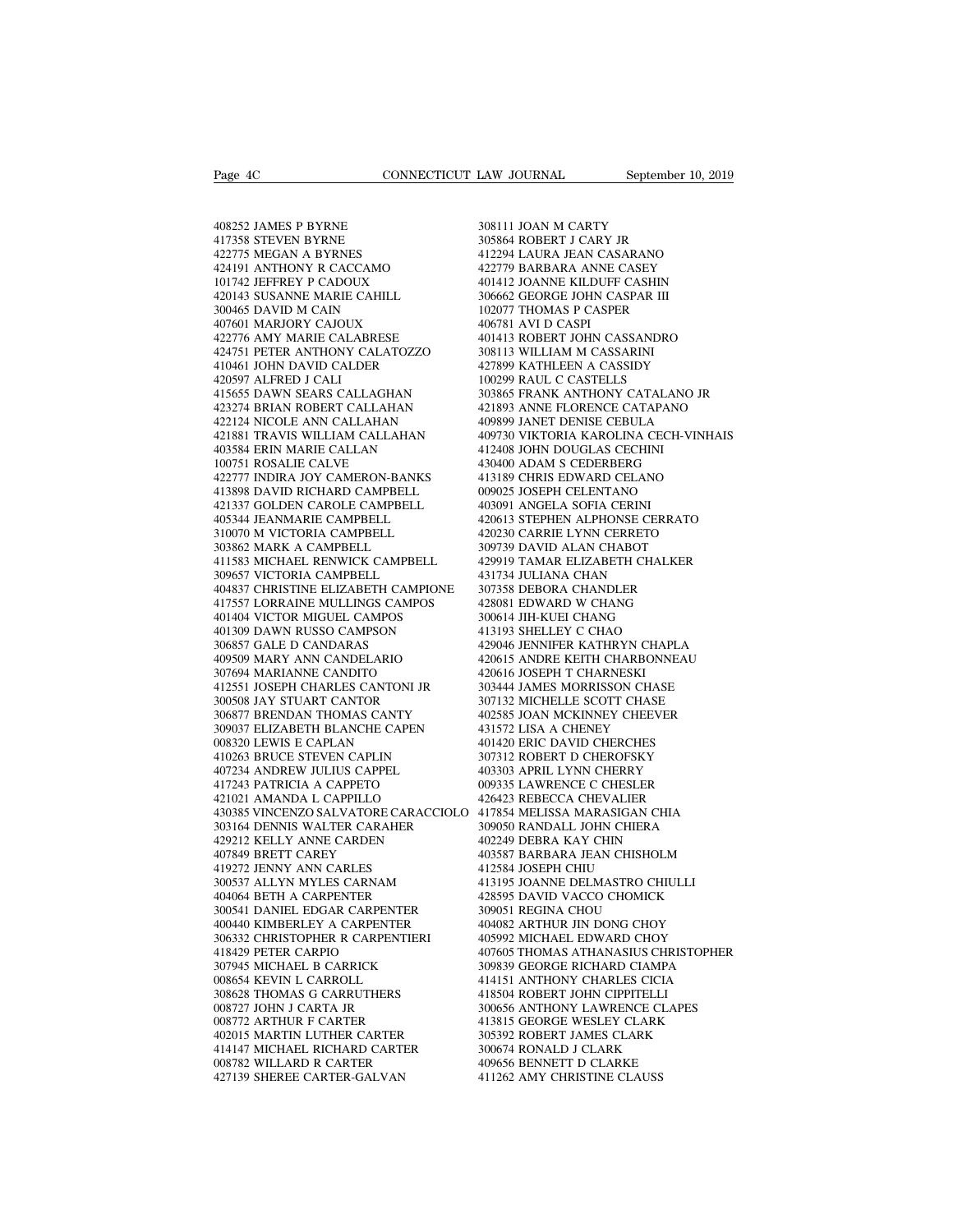408252 JAMES P BYRNE
417358 STEVEN BYRNE
422775 MEGAN A BYRNES
424191 ANTHONY R CACCAMO
101742 JEFFREY P CADOUX
420143 SUSANNE MARIE CAHILL
300465 DAVID M CAIN
407601 MARJORY CAJOUX
422776 AMY MARIE CALABRESE
424751 PETER ANTHONY CALATOZZO
410461 JOHN DAVID CALDER
420597 ALFRED J CALI
415655 DAWN SEARS CALLAGHAN
423274 BRIAN ROBERT CALLAHAN
422124 NICOLE ANN CALLAHAN
421881 TRAVIS WILLIAM CALLAHAN
403584 ERIN MARIE CALLAN
100751 ROSALIE CALVE
422777 INDIRA JOY CAMERON-BANKS
413898 DAVID RICHARD CAMPBELL
421337 GOLDEN CAROLE CAMPBELL
405344 JEANMARIE CAMPBELL
310070 M VICTORIA CAMPBELL
303862 MARK A CAMPBELL
411583 MICHAEL RENWICK CAMPBELL
309657 VICTORIA CAMPBELL
404837 CHRISTINE ELIZABETH CAMPIONE
417557 LORRAINE MULLINGS CAMPOS
401404 VICTOR MIGUEL CAMPOS
401309 DAWN RUSSO CAMPSON
306857 GALE D CANDARAS
409509 MARY ANN CANDELARIO
307694 MARIANNE CANDITO
412551 JOSEPH CHARLES CANTONI JR
300508 JAY STUART CANTOR
306877 BRENDAN THOMAS CANTY
309037 ELIZABETH BLANCHE CAPEN
008320 LEWIS E CAPLAN
410263 BRUCE STEVEN CAPLIN
407234 ANDREW JULIUS CAPPEL
417243 PATRICIA A CAPPETO
421021 AMANDA L CAPPILLO
430385 VINCENZO SALVATORE CARACCIOLO
303164 DENNIS WALTER CARAHER
429212 KELLY ANNE CARDEN
407849 BRETT CAREY
419272 JENNY ANN CARLES
300537 ALLYN MYLES CARNAM
404064 BETH A CARPENTER
300541 DANIEL EDGAR CARPENTER
400440 KIMBERLEY A CARPENTER
306332 CHRISTOPHER R CARPENTIERI
418429 PETER CARPIO
307945 MICHAEL B CARRICK
008654 KEVIN L CARROLL
308628 THOMAS G CARRUTHERS
008727 JOHN J CARTA JR
008772 ARTHUR F CARTER
402015 MARTIN LUTHER CARTER
414147 MICHAEL RICHARD CARTER
008782 WILLARD R CARTER
427139 SHEREE CARTER-GALVAN
308111 JOAN M CARTY
305864 ROBERT J CARY JR
412294 LAURA JEAN CASARANO
422779 BARBARA ANNE CASEY
401412 JOANNE KILDUFF CASHIN
306662 GEORGE JOHN CASPAR III
102077 THOMAS P CASPER
406781 AVI D CASPI
401413 ROBERT JOHN CASSANDRO
308113 WILLIAM M CASSARINI
427899 KATHLEEN A CASSIDY
100299 RAUL C CASTELLS
303865 FRANK ANTHONY CATALANO JR
421893 ANNE FLORENCE CATAPANO
409899 JANET DENISE CEBULA
409730 VIKTORIA KAROLINA CECH-VINHAIS
412408 JOHN DOUGLAS CECHINI
430400 ADAM S CEDERBERG
413189 CHRIS EDWARD CELANO
009025 JOSEPH CELENTANO
403091 ANGELA SOFIA CERINI
420613 STEPHEN ALPHONSE CERRATO
420230 CARRIE LYNN CERRETO
309739 DAVID ALAN CHABOT
429919 TAMAR ELIZABETH CHALKER
431734 JULIANA CHAN
307358 DEBORA CHANDLER
428081 EDWARD W CHANG
300614 JIH-KUEI CHANG
413193 SHELLEY C CHAO
429046 JENNIFER KATHRYN CHAPLA
420615 ANDRE KEITH CHARBONNEAU
420616 JOSEPH T CHARNESKI
303444 JAMES MORRISSON CHASE
307132 MICHELLE SCOTT CHASE
402585 JOAN MCKINNEY CHEEVER
431572 LISA A CHENEY
401420 ERIC DAVID CHERCHES
307312 ROBERT D CHEROFSKY
403303 APRIL LYNN CHERRY
009335 LAWRENCE C CHESLER
426423 REBECCA CHEVALIER
417854 MELISSA MARASIGAN CHIA
309050 RANDALL JOHN CHIERA
402249 DEBRA KAY CHIN
403587 BARBARA JEAN CHISHOLM
412584 JOSEPH CHIU
413195 JOANNE DELMASTRO CHIULLI
428595 DAVID VACCO CHOMICK
309051 REGINA CHOU
404082 ARTHUR JIN DONG CHOY
405992 MICHAEL EDWARD CHOY
407605 THOMAS ATHANASIUS CHRISTOPHER
309839 GEORGE RICHARD CIAMPA
414151 ANTHONY CHARLES CICIA
418504 ROBERT JOHN CIPPITELLI
300656 ANTHONY LAWRENCE CLAPES
413815 GEORGE WESLEY CLARK
305392 ROBERT JAMES CLARK
300674 RONALD J CLARK
409656 BENNETT D CLARKE
411262 AMY CHRISTINE CLAUSS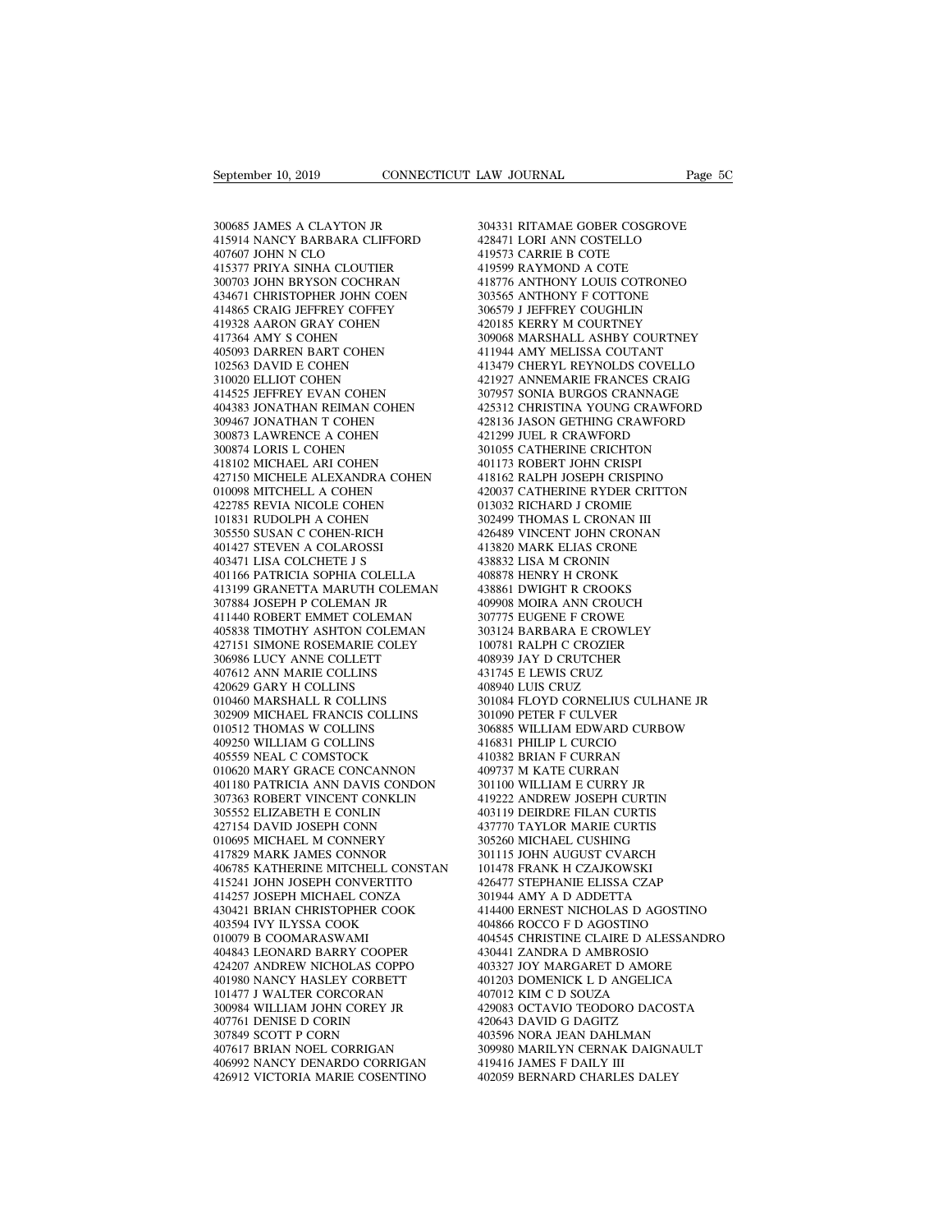300685 JAMES A CLAYTON JR
415914 NANCY BARBARA CLIFFORD
407607 JOHN N CLO
415377 PRIYA SINHA CLOUTIER
300703 JOHN BRYSON COCHRAN
434671 CHRISTOPHER JOHN COEN
414865 CRAIG JEFFREY COFFEY
419328 AARON GRAY COHEN
417364 AMY S COHEN
405093 DARREN BART COHEN
102563 DAVID E COHEN
310020 ELLIOT COHEN
414525 JEFFREY EVAN COHEN
404383 JONATHAN REIMAN COHEN
309467 JONATHAN T COHEN
300873 LAWRENCE A COHEN
300874 LORIS L COHEN
418102 MICHAEL ARI COHEN
427150 MICHELE ALEXANDRA COHEN
010098 MITCHELL A COHEN
422785 REVIA NICOLE COHEN
101831 RUDOLPH A COHEN
305550 SUSAN C COHEN-RICH
401427 STEVEN A COLAROSSI
403471 LISA COLCHETE J S
401166 PATRICIA SOPHIA COLELLA
413199 GRANETTA MARUTH COLEMAN
307884 JOSEPH P COLEMAN JR
411440 ROBERT EMMET COLEMAN
405838 TIMOTHY ASHTON COLEMAN
427151 SIMONE ROSEMARIE COLEY
306986 LUCY ANNE COLLETT
407612 ANN MARIE COLLINS
420629 GARY H COLLINS
010460 MARSHALL R COLLINS
302909 MICHAEL FRANCIS COLLINS
010512 THOMAS W COLLINS
409250 WILLIAM G COLLINS
405559 NEAL C COMSTOCK
010620 MARY GRACE CONCANNON
401180 PATRICIA ANN DAVIS CONDON
307363 ROBERT VINCENT CONKLIN
305552 ELIZABETH E CONLIN
427154 DAVID JOSEPH CONN
010695 MICHAEL M CONNERY
417829 MARK JAMES CONNOR
406785 KATHERINE MITCHELL CONSTAN
415241 JOHN JOSEPH CONVERTITO
414257 JOSEPH MICHAEL CONZA
430421 BRIAN CHRISTOPHER COOK
403594 IVY ILYSSA COOK
010079 B COOMARASWAMI
404843 LEONARD BARRY COOPER
424207 ANDREW NICHOLAS COPPO
401980 NANCY HASLEY CORBETT
101477 J WALTER CORCORAN
300984 WILLIAM JOHN COREY JR
407761 DENISE D CORIN
307849 SCOTT P CORN
407617 BRIAN NOEL CORRIGAN
406992 NANCY DENARDO CORRIGAN
426912 VICTORIA MARIE COSENTINO
304331 RITAMAE GOBER COSGROVE
428471 LORI ANN COSTELLO
419573 CARRIE B COTE
419599 RAYMOND A COTE
418776 ANTHONY LOUIS COTRONEO
303565 ANTHONY F COTTONE
306579 J JEFFREY COUGHLIN
420185 KERRY M COURTNEY
309068 MARSHALL ASHBY COURTNEY
411944 AMY MELISSA COUTANT
413479 CHERYL REYNOLDS COVELLO
421927 ANNEMARIE FRANCES CRAIG
307957 SONIA BURGOS CRANNAGE
425312 CHRISTINA YOUNG CRAWFORD
428136 JASON GETHING CRAWFORD
421299 JUEL R CRAWFORD
301055 CATHERINE CRICHTON
401173 ROBERT JOHN CRISPI
418162 RALPH JOSEPH CRISPINO
420037 CATHERINE RYDER CRITTON
013032 RICHARD J CROMIE
302499 THOMAS L CRONAN III
426489 VINCENT JOHN CRONAN
413820 MARK ELIAS CRONE
438832 LISA M CRONIN
408878 HENRY H CRONK
438861 DWIGHT R CROOKS
409908 MOIRA ANN CROUCH
307775 EUGENE F CROWE
303124 BARBARA E CROWLEY
100781 RALPH C CROZIER
408939 JAY D CRUTCHER
431745 E LEWIS CRUZ
408940 LUIS CRUZ
301084 FLOYD CORNELIUS CULHANE JR
301090 PETER F CULVER
306885 WILLIAM EDWARD CURBOW
416831 PHILIP L CURCIO
410382 BRIAN F CURRAN
409737 M KATE CURRAN
301100 WILLIAM E CURRY JR
419222 ANDREW JOSEPH CURTIN
403119 DEIRDRE FILAN CURTIS
437770 TAYLOR MARIE CURTIS
305260 MICHAEL CUSHING
301115 JOHN AUGUST CVARCH
101478 FRANK H CZAJKOWSKI
426477 STEPHANIE ELISSA CZAP
301944 AMY A D ADDETTA
414400 ERNEST NICHOLAS D AGOSTINO
404866 ROCCO F D AGOSTINO
404545 CHRISTINE CLAIRE D ALESSANDRO
430441 ZANDRA D AMBROSIO
403327 JOY MARGARET D AMORE
401203 DOMENICK L D ANGELICA
407012 KIM C D SOUZA
429083 OCTAVIO TEODORO DACOSTA
420643 DAVID G DAGITZ
403596 NORA JEAN DAHLMAN
309980 MARILYN CERNAK DAIGNAULT
419416 JAMES F DAILY III
402059 BERNARD CHARLES DALEY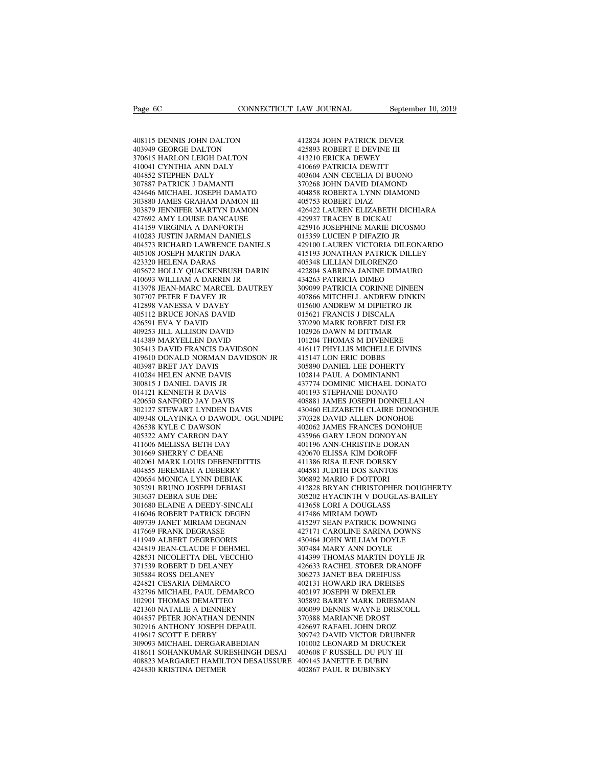408115 DENNIS JOHN DALTON
403949 GEORGE DALTON
370615 HARLON LEIGH DALTON
410041 CYNTHIA ANN DALY
404852 STEPHEN DALY
307887 PATRICK J DAMANTI
424646 MICHAEL JOSEPH DAMATO
303880 JAMES GRAHAM DAMON III
303879 JENNIFER MARTYN DAMON
427692 AMY LOUISE DANCAUSE
414159 VIRGINIA A DANFORTH
410283 JUSTIN JARMAN DANIELS
404573 RICHARD LAWRENCE DANIELS
405108 JOSEPH MARTIN DARA
423320 HELENA DARAS
405672 HOLLY QUACKENBUSH DARIN
410693 WILLIAM A DARRIN JR
413978 JEAN-MARC MARCEL DAUTREY
307707 PETER F DAVEY JR
412898 VANESSA V DAVEY
405112 BRUCE JONAS DAVID
426591 EVA Y DAVID
409253 JILL ALLISON DAVID
414389 MARYELLEN DAVID
305413 DAVID FRANCIS DAVIDSON
419610 DONALD NORMAN DAVIDSON JR
403987 BRET JAY DAVIS
410284 HELEN ANNE DAVIS
300815 J DANIEL DAVIS JR
014121 KENNETH R DAVIS
420650 SANFORD JAY DAVIS
302127 STEWART LYNDEN DAVIS
409348 OLAYINKA O DAWODU-OGUNDIPE
426538 KYLE C DAWSON
405322 AMY CARRON DAY
411606 MELISSA BETH DAY
301669 SHERRY C DEANE
402061 MARK LOUIS DEBENEDITTIS
404855 JEREMIAH A DEBERRY
420654 MONICA LYNN DEBIAK
305291 BRUNO JOSEPH DEBIASI
303637 DEBRA SUE DEE
301680 ELAINE A DEEDY-SINCALI
416046 ROBERT PATRICK DEGEN
409739 JANET MIRIAM DEGNAN
417669 FRANK DEGRASSE
411949 ALBERT DEGREGORIS
424819 JEAN-CLAUDE F DEHMEL
428531 NICOLETTA DEL VECCHIO
371539 ROBERT D DELANEY
305884 ROSS DELANEY
424821 CESARIA DEMARCO
432796 MICHAEL PAUL DEMARCO
102901 THOMAS DEMATTEO
421360 NATALIE A DENNERY
404857 PETER JONATHAN DENNIN
302916 ANTHONY JOSEPH DEPAUL
419617 SCOTT E DERBY
309093 MICHAEL DERGARABEDIAN
418611 SOHANKUMAR SURESHINGH DESAI
408823 MARGARET HAMILTON DESAUSSURE
424830 KRISTINA DETMER
412824 JOHN PATRICK DEVER
425893 ROBERT E DEVINE III
413210 ERICKA DEWEY
410669 PATRICIA DEWITT
403604 ANN CECELIA DI BUONO
370268 JOHN DAVID DIAMOND
404858 ROBERTA LYNN DIAMOND
405753 ROBERT DIAZ
426422 LAUREN ELIZABETH DICHIARA
429937 TRACEY B DICKAU
425916 JOSEPHINE MARIE DICOSMO
015359 LUCIEN P DIFAZIO JR
429100 LAUREN VICTORIA DILEONARDO
415193 JONATHAN PATRICK DILLEY
405348 LILLIAN DILORENZO
422804 SABRINA JANINE DIMAURO
434263 PATRICIA DIMEO
309099 PATRICIA CORINNE DINEEN
407866 MITCHELL ANDREW DINKIN
015600 ANDREW M DIPIETRO JR
015621 FRANCIS J DISCALA
370290 MARK ROBERT DISLER
102926 DAWN M DITTMAR
101204 THOMAS M DIVENERE
416117 PHYLLIS MICHELLE DIVINS
415147 LON ERIC DOBBS
305890 DANIEL LEE DOHERTY
102814 PAUL A DOMINIANNI
437774 DOMINIC MICHAEL DONATO
401193 STEPHANIE DONATO
408881 JAMES JOSEPH DONNELLAN
430460 ELIZABETH CLAIRE DONOGHUE
370328 DAVID ALLEN DONOHOE
402062 JAMES FRANCES DONOHUE
435966 GARY LEON DONOYAN
401196 ANN-CHRISTINE DORAN
420670 ELISSA KIM DOROFF
411386 RISA ILENE DORSKY
404581 JUDITH DOS SANTOS
306892 MARIO F DOTTORI
412828 BRYAN CHRISTOPHER DOUGHERTY
305202 HYACINTH V DOUGLAS-BAILEY
413658 LORI A DOUGLASS
417486 MIRIAM DOWD
415297 SEAN PATRICK DOWNING
427171 CAROLINE SARINA DOWNS
430464 JOHN WILLIAM DOYLE
307484 MARY ANN DOYLE
414399 THOMAS MARTIN DOYLE JR
426633 RACHEL STOBER DRANOFF
306273 JANET BEA DREIFUSS
402131 HOWARD IRA DREISES
402197 JOSEPH W DREXLER
305892 BARRY MARK DRIESMAN
406099 DENNIS WAYNE DRISCOLL
370388 MARIANNE DROST
426697 RAFAEL JOHN DROZ
309742 DAVID VICTOR DRUBNER
101002 LEONARD M DRUCKER
403608 F RUSSELL DU PUY III
409145 JANETTE E DUBIN
402867 PAUL R DUBINSKY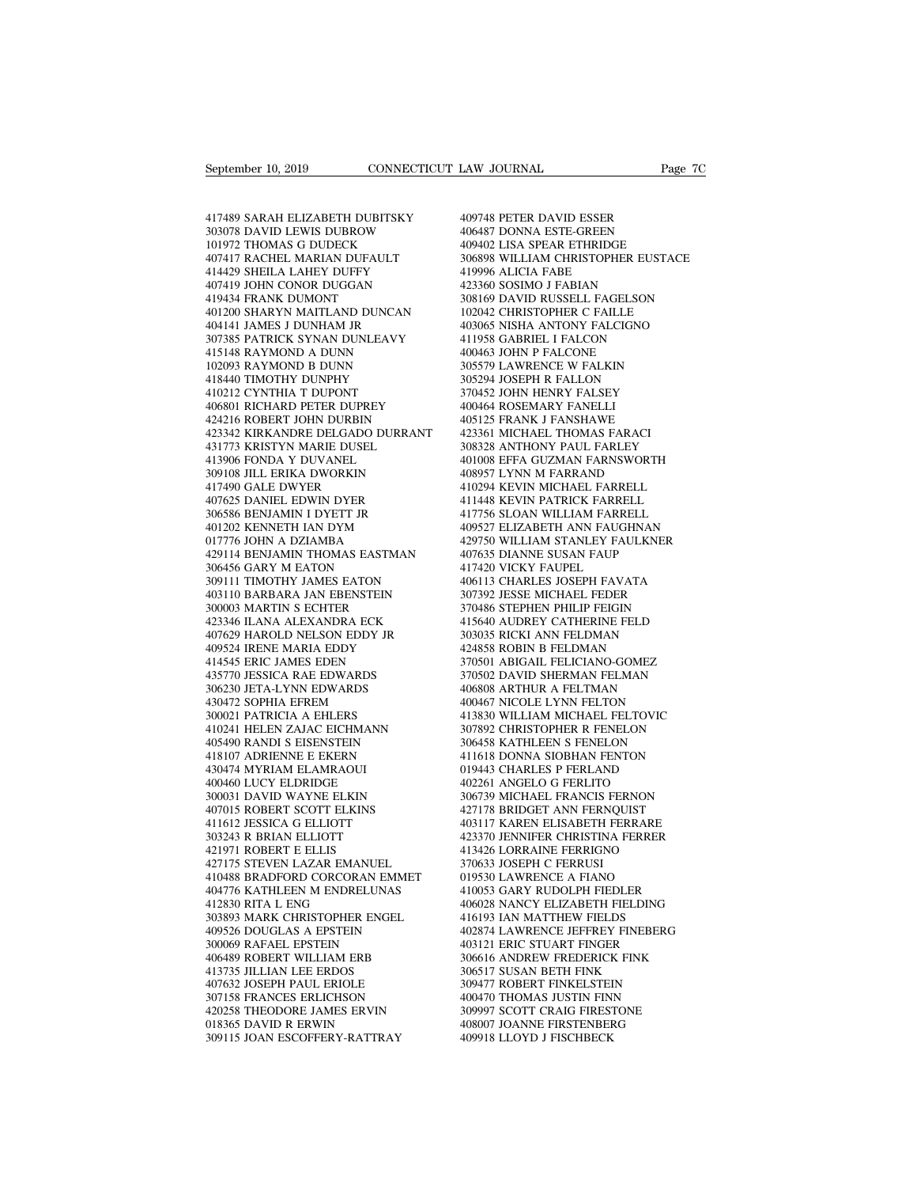417489 SARAH ELIZABETH DUBITSKY
303078 DAVID LEWIS DUBROW
101972 THOMAS G DUDECK
407417 RACHEL MARIAN DUFAULT
414429 SHEILA LAHEY DUFFY
407419 JOHN CONOR DUGGAN
419434 FRANK DUMONT
401200 SHARYN MAITLAND DUNCAN
404141 JAMES J DUNHAM JR
307385 PATRICK SYNAN DUNLEAVY
415148 RAYMOND A DUNN
102093 RAYMOND B DUNN
418440 TIMOTHY DUNPHY
410212 CYNTHIA T DUPONT
406801 RICHARD PETER DUPREY
424216 ROBERT JOHN DURBIN
423342 KIRKANDRE DELGADO DURRANT
431773 KRISTYN MARIE DUSEL
413906 FONDA Y DUVANEL
309108 JILL ERIKA DWORKIN
417490 GALE DWYER
407625 DANIEL EDWIN DYER
306586 BENJAMIN I DYETT JR
401202 KENNETH IAN DYM
017776 JOHN A DZIAMBA
429114 BENJAMIN THOMAS EASTMAN
306456 GARY M EATON
309111 TIMOTHY JAMES EATON
403110 BARBARA JAN EBENSTEIN
300003 MARTIN S ECHTER
423346 ILANA ALEXANDRA ECK
407629 HAROLD NELSON EDDY JR
409524 IRENE MARIA EDDY
414545 ERIC JAMES EDEN
435770 JESSICA RAE EDWARDS
306230 JETA-LYNN EDWARDS
430472 SOPHIA EFREM
300021 PATRICIA A EHLERS
410241 HELEN ZAJAC EICHMANN
405490 RANDI S EISENSTEIN
418107 ADRIENNE E EKERN
430474 MYRIAM ELAMRAOUI
400460 LUCY ELDRIDGE
300031 DAVID WAYNE ELKIN
407015 ROBERT SCOTT ELKINS
411612 JESSICA G ELLIOTT
303243 R BRIAN ELLIOTT
421971 ROBERT E ELLIS
427175 STEVEN LAZAR EMANUEL
410488 BRADFORD CORCORAN EMMET
404776 KATHLEEN M ENDRELUNAS
412830 RITA L ENG
303893 MARK CHRISTOPHER ENGEL
409526 DOUGLAS A EPSTEIN
300069 RAFAEL EPSTEIN
406489 ROBERT WILLIAM ERB
413735 JILLIAN LEE ERDOS
407632 JOSEPH PAUL ERIOLE
307158 FRANCES ERLICHSON
420258 THEODORE JAMES ERVIN
018365 DAVID R ERWIN
309115 JOAN ESCOFFERY-RATTRAY
409748 PETER DAVID ESSER
406487 DONNA ESTE-GREEN
409402 LISA SPEAR ETHRIDGE
306898 WILLIAM CHRISTOPHER EUSTACE
419996 ALICIA FABE
423360 SOSIMO J FABIAN
308169 DAVID RUSSELL FAGELSON
102042 CHRISTOPHER C FAILLE
403065 NISHA ANTONY FALCIGNO
411958 GABRIEL I FALCON
400463 JOHN P FALCONE
305579 LAWRENCE W FALKIN
305294 JOSEPH R FALLON
370452 JOHN HENRY FALSEY
400464 ROSEMARY FANELLI
405125 FRANK J FANSHAWE
423361 MICHAEL THOMAS FARACI
308328 ANTHONY PAUL FARLEY
401008 EFFA GUZMAN FARNSWORTH
408957 LYNN M FARRAND
410294 KEVIN MICHAEL FARRELL
411448 KEVIN PATRICK FARRELL
417756 SLOAN WILLIAM FARRELL
409527 ELIZABETH ANN FAUGHNAN
429750 WILLIAM STANLEY FAULKNER
407635 DIANNE SUSAN FAUP
417420 VICKY FAUPEL
406113 CHARLES JOSEPH FAVATA
307392 JESSE MICHAEL FEDER
370486 STEPHEN PHILIP FEIGIN
415640 AUDREY CATHERINE FELD
303035 RICKI ANN FELDMAN
424858 ROBIN B FELDMAN
370501 ABIGAIL FELICIANO-GOMEZ
370502 DAVID SHERMAN FELMAN
406808 ARTHUR A FELTMAN
400467 NICOLE LYNN FELTON
413830 WILLIAM MICHAEL FELTOVIC
307892 CHRISTOPHER R FENELON
306458 KATHLEEN S FENELON
411618 DONNA SIOBHAN FENTON
019443 CHARLES P FERLAND
402261 ANGELO G FERLITO
306739 MICHAEL FRANCIS FERNON
427178 BRIDGET ANN FERNQUIST
403117 KAREN ELISABETH FERRARE
423370 JENNIFER CHRISTINA FERRER
413426 LORRAINE FERRIGNO
370633 JOSEPH C FERRUSI
019530 LAWRENCE A FIANO
410053 GARY RUDOLPH FIEDLER
406028 NANCY ELIZABETH FIELDING
416193 IAN MATTHEW FIELDS
402874 LAWRENCE JEFFREY FINEBERG
403121 ERIC STUART FINGER
306616 ANDREW FREDERICK FINK
306517 SUSAN BETH FINK
309477 ROBERT FINKELSTEIN
400470 THOMAS JUSTIN FINN
309997 SCOTT CRAIG FIRESTONE
408007 JOANNE FIRSTENBERG
409918 LLOYD J FISCHBECK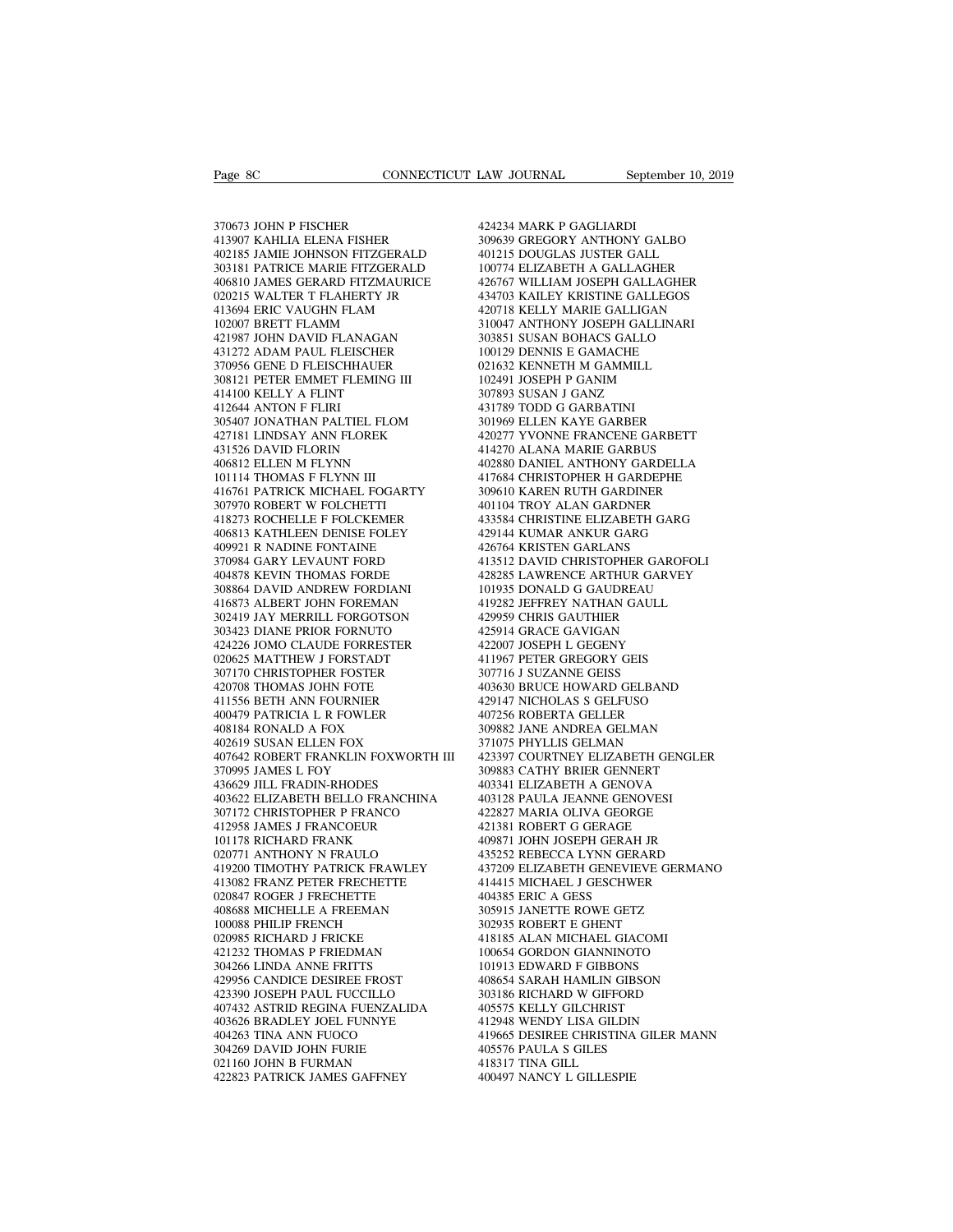370673 JOHN P FISCHER
413907 KAHLIA ELENA FISHER
402185 JAMIE JOHNSON FITZGERALD
303181 PATRICE MARIE FITZGERALD
406810 JAMES GERARD FITZMAURICE
020215 WALTER T FLAHERTY JR
413694 ERIC VAUGHN FLAM
102007 BRETT FLAMM
421987 JOHN DAVID FLANAGAN
431272 ADAM PAUL FLEISCHER
370956 GENE D FLEISCHHAUER
308121 PETER EMMET FLEMING III
414100 KELLY A FLINT
412644 ANTON F FLIRI
305407 JONATHAN PALTIEL FLOM
427181 LINDSAY ANN FLOREK
431526 DAVID FLORIN
406812 ELLEN M FLYNN
101114 THOMAS F FLYNN III
416761 PATRICK MICHAEL FOGARTY
307970 ROBERT W FOLCHETTI
418273 ROCHELLE F FOLCKEMER
406813 KATHLEEN DENISE FOLEY
409921 R NADINE FONTAINE
370984 GARY LEVAUNT FORD
404878 KEVIN THOMAS FORDE
308864 DAVID ANDREW FORDIANI
416873 ALBERT JOHN FOREMAN
302419 JAY MERRILL FORGOTSON
303423 DIANE PRIOR FORNUTO
424226 JOMO CLAUDE FORRESTER
020625 MATTHEW J FORSTADT
307170 CHRISTOPHER FOSTER
420708 THOMAS JOHN FOTE
411556 BETH ANN FOURNIER
400479 PATRICIA L R FOWLER
408184 RONALD A FOX
402619 SUSAN ELLEN FOX
407642 ROBERT FRANKLIN FOXWORTH III
370995 JAMES L FOY
436629 JILL FRADIN-RHODES
403622 ELIZABETH BELLO FRANCHINA
307172 CHRISTOPHER P FRANCO
412958 JAMES J FRANCOEUR
101178 RICHARD FRANK
020771 ANTHONY N FRAULO
419200 TIMOTHY PATRICK FRAWLEY
413082 FRANZ PETER FRECHETTE
020847 ROGER J FRECHETTE
408688 MICHELLE A FREEMAN
100088 PHILIP FRENCH
020985 RICHARD J FRICKE
421232 THOMAS P FRIEDMAN
304266 LINDA ANNE FRITTS
429956 CANDICE DESIREE FROST
423390 JOSEPH PAUL FUCCILLO
407432 ASTRID REGINA FUENZALIDA
403626 BRADLEY JOEL FUNNYE
404263 TINA ANN FUOCO
304269 DAVID JOHN FURIE
021160 JOHN B FURMAN
422823 PATRICK JAMES GAFFNEY
424234 MARK P GAGLIARDI
309639 GREGORY ANTHONY GALBO
401215 DOUGLAS JUSTER GALL
100774 ELIZABETH A GALLAGHER
426767 WILLIAM JOSEPH GALLAGHER
434703 KAILEY KRISTINE GALLEGOS
420718 KELLY MARIE GALLIGAN
310047 ANTHONY JOSEPH GALLINARI
303851 SUSAN BOHACS GALLO
100129 DENNIS E GAMACHE
021632 KENNETH M GAMMILL
102491 JOSEPH P GANIM
307893 SUSAN J GANZ
431789 TODD G GARBATINI
301969 ELLEN KAYE GARBER
420277 YVONNE FRANCENE GARBETT
414270 ALANA MARIE GARBUS
402880 DANIEL ANTHONY GARDELLA
417684 CHRISTOPHER H GARDEPHE
309610 KAREN RUTH GARDINER
401104 TROY ALAN GARDNER
433584 CHRISTINE ELIZABETH GARG
429144 KUMAR ANKUR GARG
426764 KRISTEN GARLANS
413512 DAVID CHRISTOPHER GAROFOLI
428285 LAWRENCE ARTHUR GARVEY
101935 DONALD G GAUDREAU
419282 JEFFREY NATHAN GAULL
429959 CHRIS GAUTHIER
425914 GRACE GAVIGAN
422007 JOSEPH L GEGENY
411967 PETER GREGORY GEIS
307716 J SUZANNE GEISS
403630 BRUCE HOWARD GELBAND
429147 NICHOLAS S GELFUSO
407256 ROBERTA GELLER
309882 JANE ANDREA GELMAN
371075 PHYLLIS GELMAN
423397 COURTNEY ELIZABETH GENGLER
309883 CATHY BRIER GENNERT
403341 ELIZABETH A GENOVA
403128 PAULA JEANNE GENOVESI
422827 MARIA OLIVA GEORGE
421381 ROBERT G GERAGE
409871 JOHN JOSEPH GERAH JR
435252 REBECCA LYNN GERARD
437209 ELIZABETH GENEVIEVE GERMANO
414415 MICHAEL J GESCHWER
404385 ERIC A GESS
305915 JANETTE ROWE GETZ
302935 ROBERT E GHENT
418185 ALAN MICHAEL GIACOMI
100654 GORDON GIANNINOTO
101913 EDWARD F GIBBONS
408654 SARAH HAMLIN GIBSON
303186 RICHARD W GIFFORD
405575 KELLY GILCHRIST
412948 WENDY LISA GILDIN
419665 DESIREE CHRISTINA GILER MANN
405576 PAULA S GILES
418317 TINA GILL
400497 NANCY L GILLESPIE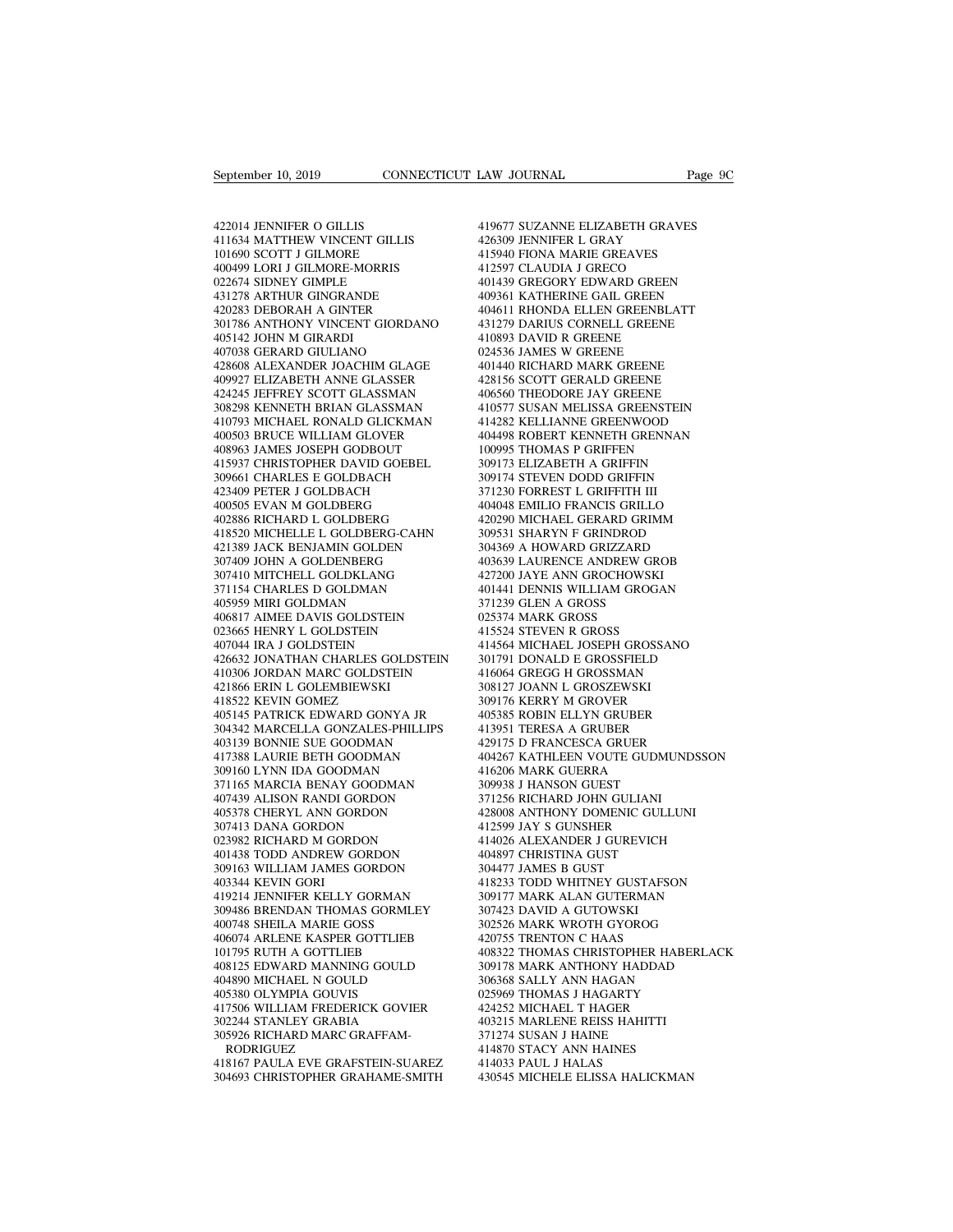422014 JENNIFER O GILLIS
411634 MATTHEW VINCENT GILLIS
101690 SCOTT J GILMORE
400499 LORI J GILMORE-MORRIS
022674 SIDNEY GIMPLE
431278 ARTHUR GINGRANDE
420283 DEBORAH A GINTER
301786 ANTHONY VINCENT GIORDANO
405142 JOHN M GIRARDI
407038 GERARD GIULIANO
428608 ALEXANDER JOACHIM GLAGE
409927 ELIZABETH ANNE GLASSER
424245 JEFFREY SCOTT GLASSMAN
308298 KENNETH BRIAN GLASSMAN
410793 MICHAEL RONALD GLICKMAN
400503 BRUCE WILLIAM GLOVER
408963 JAMES JOSEPH GODBOUT
415937 CHRISTOPHER DAVID GOEBEL
309661 CHARLES E GOLDBACH
423409 PETER J GOLDBACH
400505 EVAN M GOLDBERG
402886 RICHARD L GOLDBERG
418520 MICHELLE L GOLDBERG-CAHN
421389 JACK BENJAMIN GOLDEN
307409 JOHN A GOLDENBERG
307410 MITCHELL GOLDKLANG
371154 CHARLES D GOLDMAN
405959 MIRI GOLDMAN
406817 AIMEE DAVIS GOLDSTEIN
023665 HENRY L GOLDSTEIN
407044 IRA J GOLDSTEIN
426632 JONATHAN CHARLES GOLDSTEIN
410306 JORDAN MARC GOLDSTEIN
421866 ERIN L GOLEMBIEWSKI
418522 KEVIN GOMEZ
405145 PATRICK EDWARD GONYA JR
304342 MARCELLA GONZALES-PHILLIPS
403139 BONNIE SUE GOODMAN
417388 LAURIE BETH GOODMAN
309160 LYNN IDA GOODMAN
371165 MARCIA BENAY GOODMAN
407439 ALISON RANDI GORDON
405378 CHERYL ANN GORDON
307413 DANA GORDON
023982 RICHARD M GORDON
401438 TODD ANDREW GORDON
309163 WILLIAM JAMES GORDON
403344 KEVIN GORI
419214 JENNIFER KELLY GORMAN
309486 BRENDAN THOMAS GORMLEY
400748 SHEILA MARIE GOSS
406074 ARLENE KASPER GOTTLIEB
101795 RUTH A GOTTLIEB
408125 EDWARD MANNING GOULD
404890 MICHAEL N GOULD
405380 OLYMPIA GOUVIS
417506 WILLIAM FREDERICK GOVIER
302244 STANLEY GRABIA
305926 RICHARD MARC GRAFFAM-RODRIGUEZ
418167 PAULA EVE GRAFSTEIN-SUAREZ
304693 CHRISTOPHER GRAHAME-SMITH
419677 SUZANNE ELIZABETH GRAVES
426309 JENNIFER L GRAY
415940 FIONA MARIE GREAVES
412597 CLAUDIA J GRECO
401439 GREGORY EDWARD GREEN
409361 KATHERINE GAIL GREEN
404611 RHONDA ELLEN GREENBLATT
431279 DARIUS CORNELL GREENE
410893 DAVID R GREENE
024536 JAMES W GREENE
401440 RICHARD MARK GREENE
428156 SCOTT GERALD GREENE
406560 THEODORE JAY GREENE
410577 SUSAN MELISSA GREENSTEIN
414282 KELLIANNE GREENWOOD
404498 ROBERT KENNETH GRENNAN
100995 THOMAS P GRIFFEN
309173 ELIZABETH A GRIFFIN
309174 STEVEN DODD GRIFFIN
371230 FORREST L GRIFFITH III
404048 EMILIO FRANCIS GRILLO
420290 MICHAEL GERARD GRIMM
309531 SHARYN F GRINDROD
304369 A HOWARD GRIZZARD
403639 LAURENCE ANDREW GROB
427200 JAYE ANN GROCHOWSKI
401441 DENNIS WILLIAM GROGAN
371239 GLEN A GROSS
025374 MARK GROSS
415524 STEVEN R GROSS
414564 MICHAEL JOSEPH GROSSANO
301791 DONALD E GROSSFIELD
416064 GREGG H GROSSMAN
308127 JOANN L GROSZEWSKI
309176 KERRY M GROVER
405385 ROBIN ELLYN GRUBER
413951 TERESA A GRUBER
429175 D FRANCESCA GRUER
404267 KATHLEEN VOUTE GUDMUNDSSON
416206 MARK GUERRA
309938 J HANSON GUEST
371256 RICHARD JOHN GULIANI
428008 ANTHONY DOMENIC GULLUNI
412599 JAY S GUNSHER
414026 ALEXANDER J GUREVICH
404897 CHRISTINA GUST
304477 JAMES B GUST
418233 TODD WHITNEY GUSTAFSON
309177 MARK ALAN GUTERMAN
307423 DAVID A GUTOWSKI
302526 MARK WROTH GYOROG
420755 TRENTON C HAAS
408322 THOMAS CHRISTOPHER HABERLACK
309178 MARK ANTHONY HADDAD
306368 SALLY ANN HAGAN
025969 THOMAS J HAGARTY
424252 MICHAEL T HAGER
403215 MARLENE REISS HAHITTI
371274 SUSAN J HAINE
414870 STACY ANN HAINES
414033 PAUL J HALAS
430545 MICHELE ELISSA HALICKMAN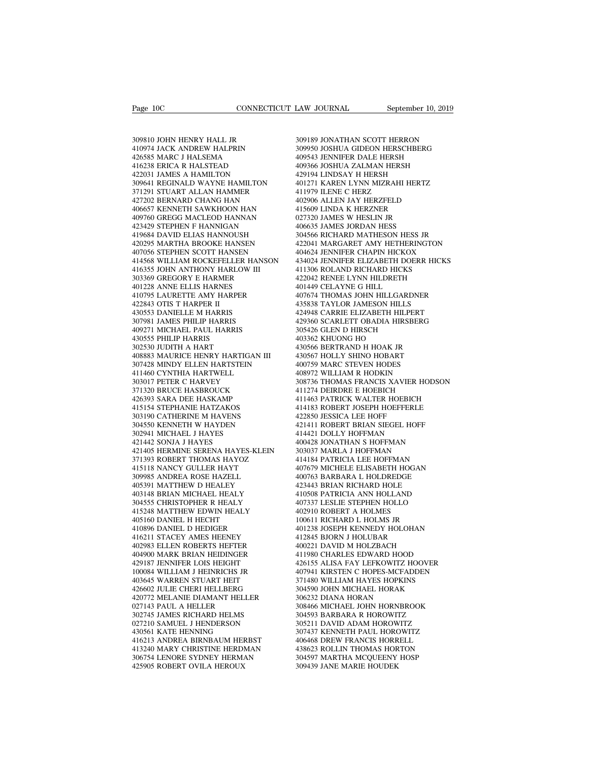309810 JOHN HENRY HALL JR
410974 JACK ANDREW HALPRIN
426585 MARC J HALSEMA
416238 ERICA R HALSTEAD
422031 JAMES A HAMILTON
309641 REGINALD WAYNE HAMILTON
371291 STUART ALLAN HAMMER
427202 BERNARD CHANG HAN
406657 KENNETH SAWKHOON HAN
409760 GREGG MACLEOD HANNAN
423429 STEPHEN F HANNIGAN
419684 DAVID ELIAS HANNOUSH
420295 MARTHA BROOKE HANSEN
407056 STEPHEN SCOTT HANSEN
414568 WILLIAM ROCKEFELLER HANSON
416355 JOHN ANTHONY HARLOW III
303369 GREGORY E HARMER
401228 ANNE ELLIS HARNES
410795 LAURETTE AMY HARPER
422843 OTIS T HARPER II
430553 DANIELLE M HARRIS
307981 JAMES PHILIP HARRIS
409271 MICHAEL PAUL HARRIS
430555 PHILIP HARRIS
302530 JUDITH A HART
408883 MAURICE HENRY HARTIGAN III
307428 MINDY ELLEN HARTSTEIN
411460 CYNTHIA HARTWELL
303017 PETER C HARVEY
371320 BRUCE HASBROUCK
426393 SARA DEE HASKAMP
415154 STEPHANIE HATZAKOS
303190 CATHERINE M HAVENS
304550 KENNETH W HAYDEN
302941 MICHAEL J HAYES
421442 SONJA J HAYES
421405 HERMINE SERENA HAYES-KLEIN
371393 ROBERT THOMAS HAYOZ
415118 NANCY GULLER HAYT
309985 ANDREA ROSE HAZELL
405391 MATTHEW D HEALEY
403148 BRIAN MICHAEL HEALY
304555 CHRISTOPHER R HEALY
415248 MATTHEW EDWIN HEALY
405160 DANIEL H HECHT
410896 DANIEL D HEDIGER
416211 STACEY AMES HEENEY
402983 ELLEN ROBERTS HEFTER
404900 MARK BRIAN HEIDINGER
429187 JENNIFER LOIS HEIGHT
100084 WILLIAM J HEINRICHS JR
403645 WARREN STUART HEIT
426602 JULIE CHERI HELLBERG
420772 MELANIE DIAMANT HELLER
027143 PAUL A HELLER
302745 JAMES RICHARD HELMS
027210 SAMUEL J HENDERSON
430561 KATE HENNING
416213 ANDREA BIRNBAUM HERBST
413240 MARY CHRISTINE HERDMAN
306754 LENORE SYDNEY HERMAN
425905 ROBERT OVILA HEROUX
309189 JONATHAN SCOTT HERRON
309950 JOSHUA GIDEON HERSCHBERG
409543 JENNIFER DALE HERSH
409366 JOSHUA ZALMAN HERSH
429194 LINDSAY H HERSH
401271 KAREN LYNN MIZRAHI HERTZ
411979 ILENE C HERZ
402906 ALLEN JAY HERZFELD
415609 LINDA K HERZNER
027320 JAMES W HESLIN JR
406635 JAMES JORDAN HESS
304566 RICHARD MATHESON HESS JR
422041 MARGARET AMY HETHERINGTON
404624 JENNIFER CHAPIN HICKOX
434024 JENNIFER ELIZABETH DOERR HICKS
411306 ROLAND RICHARD HICKS
422042 RENEE LYNN HILDRETH
401449 CELAYNE G HILL
407674 THOMAS JOHN HILLGARDNER
435838 TAYLOR JAMESON HILLS
424948 CARRIE ELIZABETH HILPERT
429360 SCARLETT OBADIA HIRSBERG
305426 GLEN D HIRSCH
403362 KHUONG HO
430566 BERTRAND H HOAK JR
430567 HOLLY SHINO HOBART
400759 MARC STEVEN HODES
408972 WILLIAM R HODKIN
308736 THOMAS FRANCIS XAVIER HODSON
411274 DEIRDRE E HOEBICH
411463 PATRICK WALTER HOEBICH
414183 ROBERT JOSEPH HOEFFERLE
422850 JESSICA LEE HOFF
421411 ROBERT BRIAN SIEGEL HOFF
414421 DOLLY HOFFMAN
400428 JONATHAN S HOFFMAN
303037 MARLA J HOFFMAN
414184 PATRICIA LEE HOFFMAN
407679 MICHELE ELISABETH HOGAN
400763 BARBARA L HOLDREDGE
423443 BRIAN RICHARD HOLE
410508 PATRICIA ANN HOLLAND
407337 LESLIE STEPHEN HOLLO
402910 ROBERT A HOLMES
100611 RICHARD L HOLMS JR
401238 JOSEPH KENNEDY HOLOHAN
412845 BJORN J HOLUBAR
400221 DAVID M HOLZBACH
411980 CHARLES EDWARD HOOD
426155 ALISA FAY LEFKOWITZ HOOVER
407941 KIRSTEN C HOPES-MCFADDEN
371480 WILLIAM HAYES HOPKINS
304590 JOHN MICHAEL HORAK
306232 DIANA HORAN
308466 MICHAEL JOHN HORNBROOK
304593 BARBARA R HOROWITZ
305211 DAVID ADAM HOROWITZ
307437 KENNETH PAUL HOROWITZ
406468 DREW FRANCIS HORRELL
438623 ROLLIN THOMAS HORTON
304597 MARTHA MCQUEENY HOSP
309439 JANE MARIE HOUDEK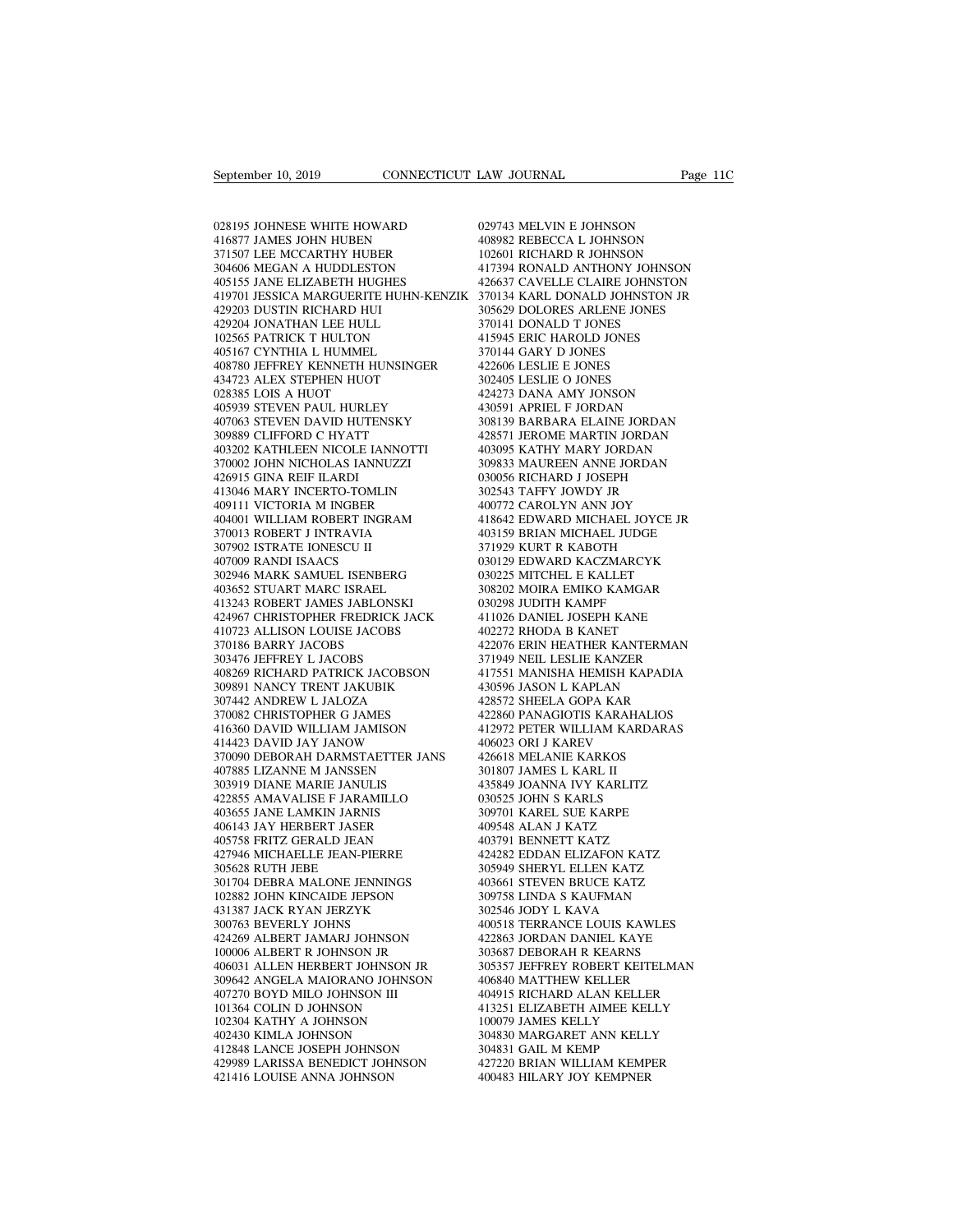028195 JOHNESE WHITE HOWARD
416877 JAMES JOHN HUBEN
371507 LEE MCCARTHY HUBER
304606 MEGAN A HUDDLESTON
405155 JANE ELIZABETH HUGHES
419701 JESSICA MARGUERITE HUHN-KENZIK
429203 DUSTIN RICHARD HUI
429204 JONATHAN LEE HULL
102565 PATRICK T HULTON
405167 CYNTHIA L HUMMEL
408780 JEFFREY KENNETH HUNSINGER
434723 ALEX STEPHEN HUOT
028385 LOIS A HUOT
405939 STEVEN PAUL HURLEY
407063 STEVEN DAVID HUTENSKY
309889 CLIFFORD C HYATT
403202 KATHLEEN NICOLE IANNOTTI
370002 JOHN NICHOLAS IANNUZZI
426915 GINA REIF ILARDI
413046 MARY INCERTO-TOMLIN
409111 VICTORIA M INGBER
404001 WILLIAM ROBERT INGRAM
370013 ROBERT J INTRAVIA
307902 ISTRATE IONESCU II
407009 RANDI ISAACS
302946 MARK SAMUEL ISENBERG
403652 STUART MARC ISRAEL
413243 ROBERT JAMES JABLONSKI
424967 CHRISTOPHER FREDRICK JACK
410723 ALLISON LOUISE JACOBS
370186 BARRY JACOBS
303476 JEFFREY L JACOBS
408269 RICHARD PATRICK JACOBSON
309891 NANCY TRENT JAKUBIK
307442 ANDREW L JALOZA
370082 CHRISTOPHER G JAMES
416360 DAVID WILLIAM JAMISON
414423 DAVID JAY JANOW
370090 DEBORAH DARMSTAETTER JANS
407885 LIZANNE M JANSSEN
303919 DIANE MARIE JANULIS
422855 AMAVALISE F JARAMILLO
403655 JANE LAMKIN JARNIS
406143 JAY HERBERT JASER
405758 FRITZ GERALD JEAN
427946 MICHAELLE JEAN-PIERRE
305628 RUTH JEBE
301704 DEBRA MALONE JENNINGS
102882 JOHN KINCAIDE JEPSON
431387 JACK RYAN JERZYK
300763 BEVERLY JOHNS
424269 ALBERT JAMARJ JOHNSON
100006 ALBERT R JOHNSON JR
406031 ALLEN HERBERT JOHNSON JR
309642 ANGELA MAIORANO JOHNSON
407270 BOYD MILO JOHNSON III
101364 COLIN D JOHNSON
102304 KATHY A JOHNSON
402430 KIMLA JOHNSON
412848 LANCE JOSEPH JOHNSON
429989 LARISSA BENEDICT JOHNSON
421416 LOUISE ANNA JOHNSON
029743 MELVIN E JOHNSON
408982 REBECCA L JOHNSON
102601 RICHARD R JOHNSON
417394 RONALD ANTHONY JOHNSON
426637 CAVELLE CLAIRE JOHNSTON
370134 KARL DONALD JOHNSTON JR
305629 DOLORES ARLENE JONES
370141 DONALD T JONES
415945 ERIC HAROLD JONES
370144 GARY D JONES
422606 LESLIE E JONES
302405 LESLIE O JONES
424273 DANA AMY JONSON
430591 APRIEL F JORDAN
308139 BARBARA ELAINE JORDAN
428571 JEROME MARTIN JORDAN
403095 KATHY MARY JORDAN
309833 MAUREEN ANNE JORDAN
030056 RICHARD J JOSEPH
302543 TAFFY JOWDY JR
400772 CAROLYN ANN JOY
418642 EDWARD MICHAEL JOYCE JR
403159 BRIAN MICHAEL JUDGE
371929 KURT R KABOTH
030129 EDWARD KACZMARCYK
030225 MITCHEL E KALLET
308202 MOIRA EMIKO KAMGAR
030298 JUDITH KAMPF
411026 DANIEL JOSEPH KANE
402272 RHODA B KANET
422076 ERIN HEATHER KANTERMAN
371949 NEIL LESLIE KANZER
417551 MANISHA HEMISH KAPADIA
430596 JASON L KAPLAN
428572 SHEELA GOPA KAR
422860 PANAGIOTIS KARAHALIOS
412972 PETER WILLIAM KARDARAS
406023 ORI J KAREV
426618 MELANIE KARKOS
301807 JAMES L KARL II
435849 JOANNA IVY KARLITZ
030525 JOHN S KARLS
309701 KAREL SUE KARPE
409548 ALAN J KATZ
403791 BENNETT KATZ
424282 EDDAN ELIZAFON KATZ
305949 SHERYL ELLEN KATZ
403661 STEVEN BRUCE KATZ
309758 LINDA S KAUFMAN
302546 JODY L KAVA
400518 TERRANCE LOUIS KAWLES
422863 JORDAN DANIEL KAYE
303687 DEBORAH R KEARNS
305357 JEFFREY ROBERT KEITELMAN
406840 MATTHEW KELLER
404915 RICHARD ALAN KELLER
413251 ELIZABETH AIMEE KELLY
100079 JAMES KELLY
304830 MARGARET ANN KELLY
304831 GAIL M KEMP
427220 BRIAN WILLIAM KEMPER
400483 HILARY JOY KEMPNER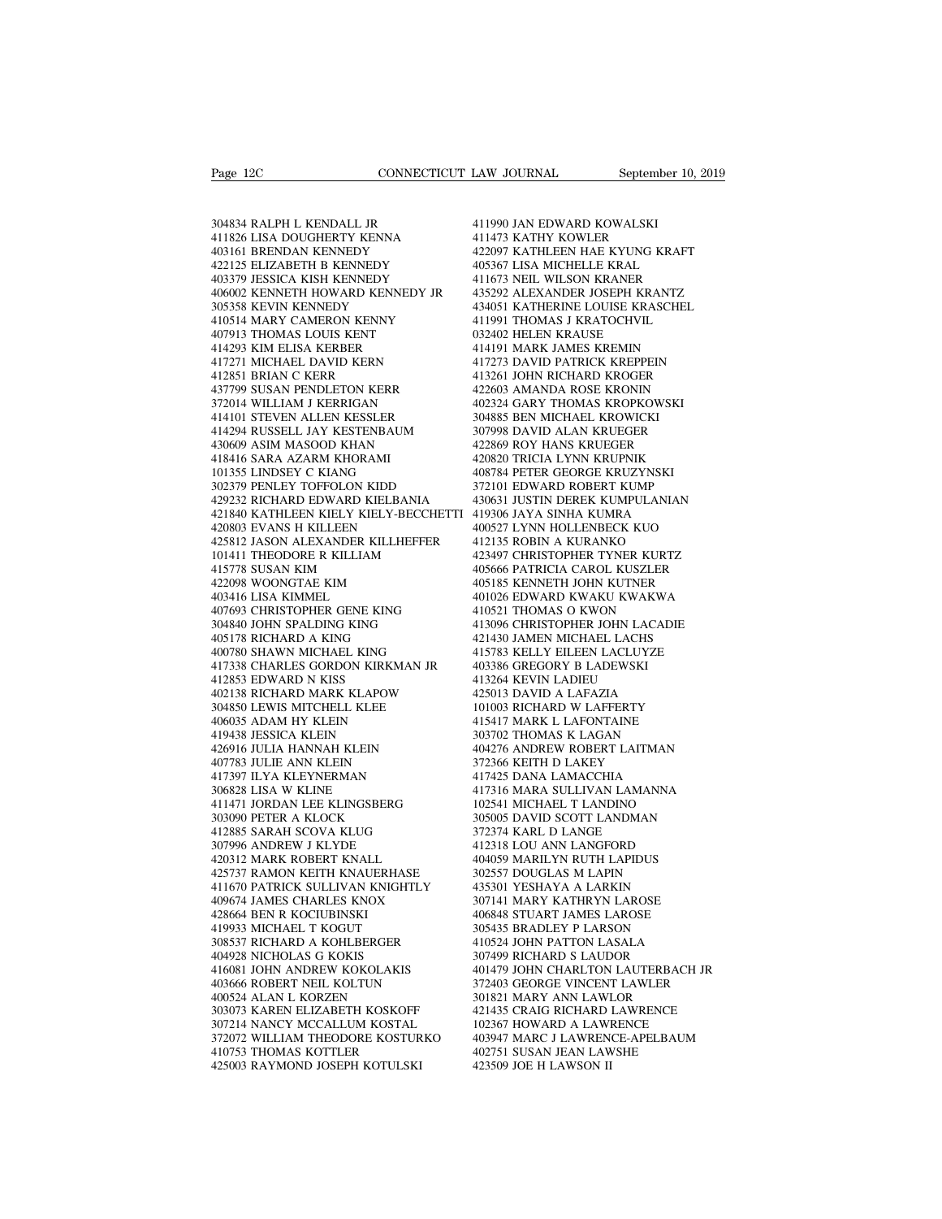304834 RALPH L KENDALL JR
411826 LISA DOUGHERTY KENNA
403161 BRENDAN KENNEDY
422125 ELIZABETH B KENNEDY
403379 JESSICA KISH KENNEDY
406002 KENNETH HOWARD KENNEDY JR
305358 KEVIN KENNEDY
410514 MARY CAMERON KENNY
407913 THOMAS LOUIS KENT
414293 KIM ELISA KERBER
417271 MICHAEL DAVID KERN
412851 BRIAN C KERR
437799 SUSAN PENDLETON KERR
372014 WILLIAM J KERRIGAN
414101 STEVEN ALLEN KESSLER
414294 RUSSELL JAY KESTENBAUM
430609 ASIM MASOOD KHAN
418416 SARA AZARM KHORAMI
101355 LINDSEY C KIANG
302379 PENLEY TOFFOLON KIDD
429232 RICHARD EDWARD KIELBANIA
421840 KATHLEEN KIELY KIELY-BECCHETTI
420803 EVANS H KILLEEN
425812 JASON ALEXANDER KILLHEFFER
101411 THEODORE R KILLIAM
415778 SUSAN KIM
422098 WOONGTAE KIM
403416 LISA KIMMEL
407693 CHRISTOPHER GENE KING
304840 JOHN SPALDING KING
405178 RICHARD A KING
400780 SHAWN MICHAEL KING
417338 CHARLES GORDON KIRKMAN JR
412853 EDWARD N KISS
402138 RICHARD MARK KLAPOW
304850 LEWIS MITCHELL KLEE
406035 ADAM HY KLEIN
419438 JESSICA KLEIN
426916 JULIA HANNAH KLEIN
407783 JULIE ANN KLEIN
417397 ILYA KLEYNERMAN
306828 LISA W KLINE
411471 JORDAN LEE KLINGSBERG
303090 PETER A KLOCK
412885 SARAH SCOVA KLUG
307996 ANDREW J KLYDE
420312 MARK ROBERT KNALL
425737 RAMON KEITH KNAUERHASE
411670 PATRICK SULLIVAN KNIGHTLY
409674 JAMES CHARLES KNOX
428664 BEN R KOCIUBINSKI
419933 MICHAEL T KOGUT
308537 RICHARD A KOHLBERGER
404928 NICHOLAS G KOKIS
416081 JOHN ANDREW KOKOLAKIS
403666 ROBERT NEIL KOLTUN
400524 ALAN L KORZEN
303073 KAREN ELIZABETH KOSKOFF
307214 NANCY MCCALLUM KOSTAL
372072 WILLIAM THEODORE KOSTURKO
410753 THOMAS KOTTLER
425003 RAYMOND JOSEPH KOTULSKI
411990 JAN EDWARD KOWALSKI
411473 KATHY KOWLER
422097 KATHLEEN HAE KYUNG KRAFT
405367 LISA MICHELLE KRAL
411673 NEIL WILSON KRANER
435292 ALEXANDER JOSEPH KRANTZ
434051 KATHERINE LOUISE KRASCHEL
411991 THOMAS J KRATOCHVIL
032402 HELEN KRAUSE
414191 MARK JAMES KREMIN
417273 DAVID PATRICK KREPPEIN
413261 JOHN RICHARD KROGER
422603 AMANDA ROSE KRONIN
402324 GARY THOMAS KROPKOWSKI
304885 BEN MICHAEL KROWICKI
307998 DAVID ALAN KRUEGER
422869 ROY HANS KRUEGER
420820 TRICIA LYNN KRUPNIK
408784 PETER GEORGE KRUZYNSKI
372101 EDWARD ROBERT KUMP
430631 JUSTIN DEREK KUMPULANIAN
419306 JAYA SINHA KUMRA
400527 LYNN HOLLENBECK KUO
412135 ROBIN A KURANKO
423497 CHRISTOPHER TYNER KURTZ
405666 PATRICIA CAROL KUSZLER
405185 KENNETH JOHN KUTNER
401026 EDWARD KWAKU KWAKWA
410521 THOMAS O KWON
413096 CHRISTOPHER JOHN LACADIE
421430 JAMEN MICHAEL LACHS
415783 KELLY EILEEN LACLUYZE
403386 GREGORY B LADEWSKI
413264 KEVIN LADIEU
425013 DAVID A LAFAZIA
101003 RICHARD W LAFFERTY
415417 MARK L LAFONTAINE
303702 THOMAS K LAGAN
404276 ANDREW ROBERT LAITMAN
372366 KEITH D LAKEY
417425 DANA LAMACCHIA
417316 MARA SULLIVAN LAMANNA
102541 MICHAEL T LANDINO
305005 DAVID SCOTT LANDMAN
372374 KARL D LANGE
412318 LOU ANN LANGFORD
404059 MARILYN RUTH LAPIDUS
302557 DOUGLAS M LAPIN
435301 YESHAYA A LARKIN
307141 MARY KATHRYN LAROSE
406848 STUART JAMES LAROSE
305435 BRADLEY P LARSON
410524 JOHN PATTON LASALA
307499 RICHARD S LAUDOR
401479 JOHN CHARLTON LAUTERBACH JR
372403 GEORGE VINCENT LAWLER
301821 MARY ANN LAWLOR
421435 CRAIG RICHARD LAWRENCE
102367 HOWARD A LAWRENCE
403947 MARC J LAWRENCE-APELBAUM
402751 SUSAN JEAN LAWSHE
423509 JOE H LAWSON II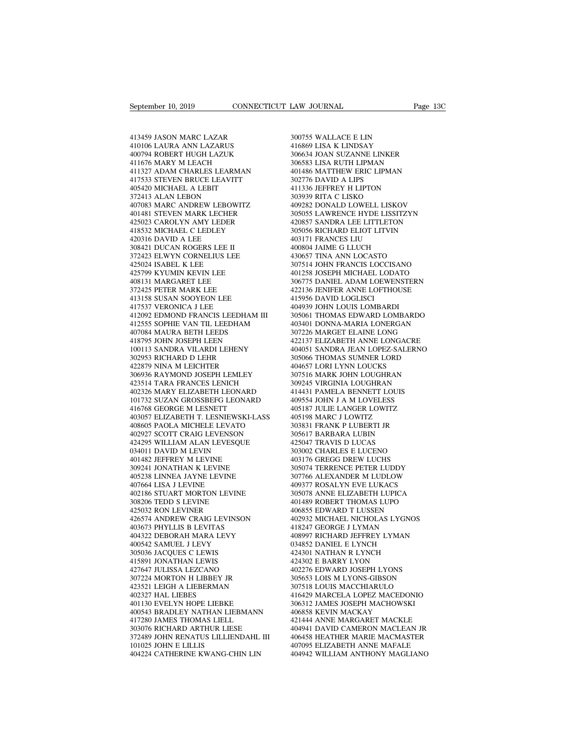413459 JASON MARC LAZAR
410106 LAURA ANN LAZARUS
400794 ROBERT HUGH LAZUK
411676 MARY M LEACH
411327 ADAM CHARLES LEARMAN
417533 STEVEN BRUCE LEAVITT
405420 MICHAEL A LEBIT
372413 ALAN LEBON
407083 MARC ANDREW LEBOWITZ
401481 STEVEN MARK LECHER
425023 CAROLYN AMY LEDER
418532 MICHAEL C LEDLEY
420316 DAVID A LEE
308421 DUCAN ROGERS LEE II
372423 ELWYN CORNELIUS LEE
425024 ISABEL K LEE
425799 KYUMIN KEVIN LEE
408131 MARGARET LEE
372425 PETER MARK LEE
413158 SUSAN SOOYEON LEE
417537 VERONICA J LEE
412092 EDMOND FRANCIS LEEDHAM III
412555 SOPHIE VAN TIL LEEDHAM
407084 MAURA BETH LEEDS
418795 JOHN JOSEPH LEEN
100113 SANDRA VILARDI LEHENY
302953 RICHARD D LEHR
422879 NINA M LEICHTER
306936 RAYMOND JOSEPH LEMLEY
423514 TARA FRANCES LENICH
402326 MARY ELIZABETH LEONARD
101732 SUZAN GROSSBEFG LEONARD
416768 GEORGE M LESNETT
403057 ELIZABETH T. LESNIEWSKI-LASS
408605 PAOLA MICHELE LEVATO
402927 SCOTT CRAIG LEVENSON
424295 WILLIAM ALAN LEVESQUE
034011 DAVID M LEVIN
401482 JEFFREY M LEVINE
309241 JONATHAN K LEVINE
405238 LINNEA JAYNE LEVINE
407664 LISA J LEVINE
402186 STUART MORTON LEVINE
308206 TEDD S LEVINE
425032 RON LEVINER
426574 ANDREW CRAIG LEVINSON
403673 PHYLLIS B LEVITAS
404322 DEBORAH MARA LEVY
400542 SAMUEL J LEVY
305036 JACQUES C LEWIS
415891 JONATHAN LEWIS
427647 JULISSA LEZCANO
307224 MORTON H LIBBEY JR
423521 LEIGH A LIEBERMAN
402327 HAL LIEBES
401130 EVELYN HOPE LIEBKE
400543 BRADLEY NATHAN LIEBMANN
417280 JAMES THOMAS LIELL
303076 RICHARD ARTHUR LIESE
372489 JOHN RENATUS LILLIENDAHL III
101025 JOHN E LILLIS
404224 CATHERINE KWANG-CHIN LIN
300755 WALLACE E LIN
416869 LISA K LINDSAY
306634 JOAN SUZANNE LINKER
306583 LISA RUTH LIPMAN
401486 MATTHEW ERIC LIPMAN
302776 DAVID A LIPS
411336 JEFFREY H LIPTON
303939 RITA C LISKO
409282 DONALD LOWELL LISKOV
305055 LAWRENCE HYDE LISSITZYN
420857 SANDRA LEE LITTLETON
305056 RICHARD ELIOT LITVIN
403171 FRANCES LIU
400804 JAIME G LLUCH
430657 TINA ANN LOCASTO
307514 JOHN FRANCIS LOCCISANO
401258 JOSEPH MICHAEL LODATO
306775 DANIEL ADAM LOEWENSTERN
422136 JENIFER ANNE LOFTHOUSE
415956 DAVID LOGLISCI
404939 JOHN LOUIS LOMBARDI
305061 THOMAS EDWARD LOMBARDO
403401 DONNA-MARIA LONERGAN
307226 MARGET ELAINE LONG
422137 ELIZABETH ANNE LONGACRE
404051 SANDRA JEAN LOPEZ-SALERNO
305066 THOMAS SUMNER LORD
404657 LORI LYNN LOUCKS
307516 MARK JOHN LOUGHRAN
309245 VIRGINIA LOUGHRAN
414431 PAMELA BENNETT LOUIS
409554 JOHN J A M LOVELESS
405187 JULIE LANGER LOWITZ
405198 MARC J LOWITZ
303831 FRANK P LUBERTI JR
305617 BARBARA LUBIN
425047 TRAVIS D LUCAS
303002 CHARLES E LUCENO
403176 GREGG DREW LUCHS
305074 TERRENCE PETER LUDDY
307766 ALEXANDER M LUDLOW
409377 ROSALYN EVE LUKACS
305078 ANNE ELIZABETH LUPICA
401489 ROBERT THOMAS LUPO
406855 EDWARD T LUSSEN
402932 MICHAEL NICHOLAS LYGNOS
418247 GEORGE J LYMAN
408997 RICHARD JEFFREY LYMAN
034852 DANIEL E LYNCH
424301 NATHAN R LYNCH
424302 E BARRY LYON
402276 EDWARD JOSEPH LYONS
305653 LOIS M LYONS-GIBSON
307518 LOUIS MACCHIARULO
416429 MARCELA LOPEZ MACEDONIO
306312 JAMES JOSEPH MACHOWSKI
406858 KEVIN MACKAY
421444 ANNE MARGARET MACKLE
404941 DAVID CAMERON MACLEAN JR
406458 HEATHER MARIE MACMASTER
407095 ELIZABETH ANNE MAFALE
404942 WILLIAM ANTHONY MAGLIANO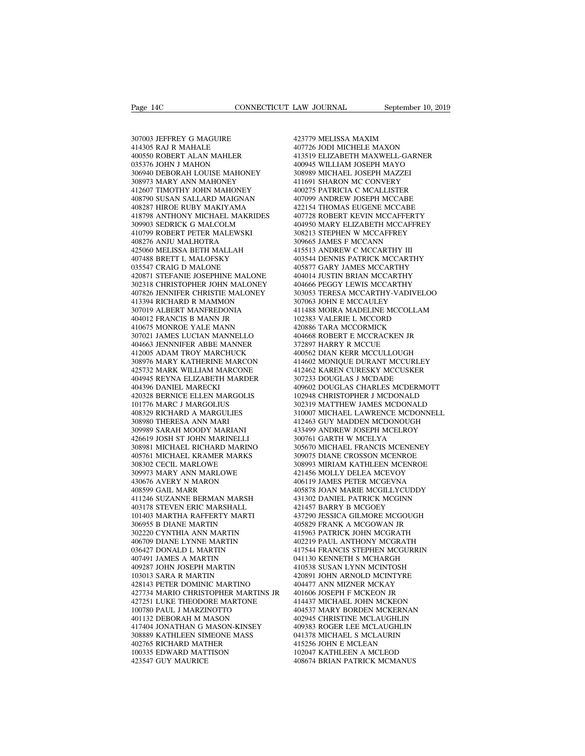307003 JEFFREY G MAGUIRE
414305 RAJ R MAHALE
400550 ROBERT ALAN MAHLER
035376 JOHN J MAHON
306940 DEBORAH LOUISE MAHONEY
308973 MARY ANN MAHONEY
412607 TIMOTHY JOHN MAHONEY
408790 SUSAN SALLARD MAIGNAN
408287 HIROE RUBY MAKIYAMA
418798 ANTHONY MICHAEL MAKRIDES
309903 SEDRICK G MALCOLM
410799 ROBERT PETER MALEWSKI
408276 ANJU MALHOTRA
425060 MELISSA BETH MALLAH
407488 BRETT L MALOFSKY
035547 CRAIG D MALONE
420871 STEFANIE JOSEPHINE MALONE
302318 CHRISTOPHER JOHN MALONEY
407826 JENNIFER CHRISTIE MALONEY
413394 RICHARD R MAMMON
307019 ALBERT MANFREDONIA
404012 FRANCIS B MANN JR
410675 MONROE YALE MANN
307021 JAMES LUCIAN MANNELLO
404663 JENNNIFER ABBE MANNER
412005 ADAM TROY MARCHUCK
308976 MARY KATHERINE MARCON
425732 MARK WILLIAM MARCONE
404945 REYNA ELIZABETH MARDER
404396 DANIEL MARECKI
420328 BERNICE ELLEN MARGOLIS
101776 MARC J MARGOLIUS
408329 RICHARD A MARGULIES
308980 THERESA ANN MARI
309989 SARAH MOODY MARIANI
426619 JOSH ST JOHN MARINELLI
308981 MICHAEL RICHARD MARINO
405761 MICHAEL KRAMER MARKS
308302 CECIL MARLOWE
309973 MARY ANN MARLOWE
430676 AVERY N MARON
408599 GAIL MARR
411246 SUZANNE BERMAN MARSH
403178 STEVEN ERIC MARSHALL
101403 MARTHA RAFFERTY MARTI
306955 B DIANE MARTIN
302220 CYNTHIA ANN MARTIN
406709 DIANE LYNNE MARTIN
036427 DONALD L MARTIN
407491 JAMES A MARTIN
409287 JOHN JOSEPH MARTIN
103013 SARA R MARTIN
428143 PETER DOMINIC MARTINO
427734 MARIO CHRISTOPHER MARTINS JR
427251 LUKE THEODORE MARTONE
100780 PAUL J MARZINOTTO
401132 DEBORAH M MASON
417404 JONATHAN G MASON-KINSEY
308889 KATHLEEN SIMEONE MASS
402765 RICHARD MATHER
100335 EDWARD MATTISON
423547 GUY MAURICE
423779 MELISSA MAXIM
407726 JODI MICHELE MAXON
413519 ELIZABETH MAXWELL-GARNER
400945 WILLIAM JOSEPH MAYO
308989 MICHAEL JOSEPH MAZZEI
411691 SHARON MC CONVERY
400275 PATRICIA C MCALLISTER
407099 ANDREW JOSEPH MCCABE
422154 THOMAS EUGENE MCCABE
407728 ROBERT KEVIN MCCAFFERTY
404950 MARY ELIZABETH MCCAFFREY
308213 STEPHEN W MCCAFFREY
309665 JAMES F MCCANN
415513 ANDREW C MCCARTHY III
403544 DENNIS PATRICK MCCARTHY
405877 GARY JAMES MCCARTHY
404014 JUSTIN BRIAN MCCARTHY
404666 PEGGY LEWIS MCCARTHY
303053 TERESA MCCARTHY-VADIVELOO
307063 JOHN E MCCAULEY
411488 MOIRA MADELINE MCCOLLAM
102383 VALERIE L MCCORD
420886 TARA MCCORMICK
404668 ROBERT E MCCRACKEN JR
372897 HARRY R MCCUE
400562 DIAN KERR MCCULLOUGH
414602 MONIQUE DURANT MCCURLEY
412462 KAREN CURESKY MCCUSKER
307233 DOUGLAS J MCDADE
409602 DOUGLAS CHARLES MCDERMOTT
102948 CHRISTOPHER J MCDONALD
302319 MATTHEW JAMES MCDONALD
310007 MICHAEL LAWRENCE MCDONNELL
412463 GUY MADDEN MCDONOUGH
433499 ANDREW JOSEPH MCELROY
300761 GARTH W MCELYA
305670 MICHAEL FRANCIS MCENENEY
309075 DIANE CROSSON MCENROE
308993 MIRIAM KATHLEEN MCENROE
421456 MOLLY DELEA MCEVOY
406119 JAMES PETER MCGEVNA
405878 JOAN MARIE MCGILLYCUDDY
431302 DANIEL PATRICK MCGINN
421457 BARRY B MCGOEY
437290 JESSICA GILMORE MCGOUGH
405829 FRANK A MCGOWAN JR
415963 PATRICK JOHN MCGRATH
402219 PAUL ANTHONY MCGRATH
417544 FRANCIS STEPHEN MCGURRIN
041130 KENNETH S MCHARGH
410538 SUSAN LYNN MCINTOSH
420891 JOHN ARNOLD MCINTYRE
404477 ANN MIZNER MCKAY
401606 JOSEPH F MCKEON JR
414437 MICHAEL JOHN MCKEON
404537 MARY BORDEN MCKERNAN
402945 CHRISTINE MCLAUGHLIN
409383 ROGER LEE MCLAUGHLIN
041378 MICHAEL S MCLAURIN
415256 JOHN E MCLEAN
102047 KATHLEEN A MCLEOD
408674 BRIAN PATRICK MCMANUS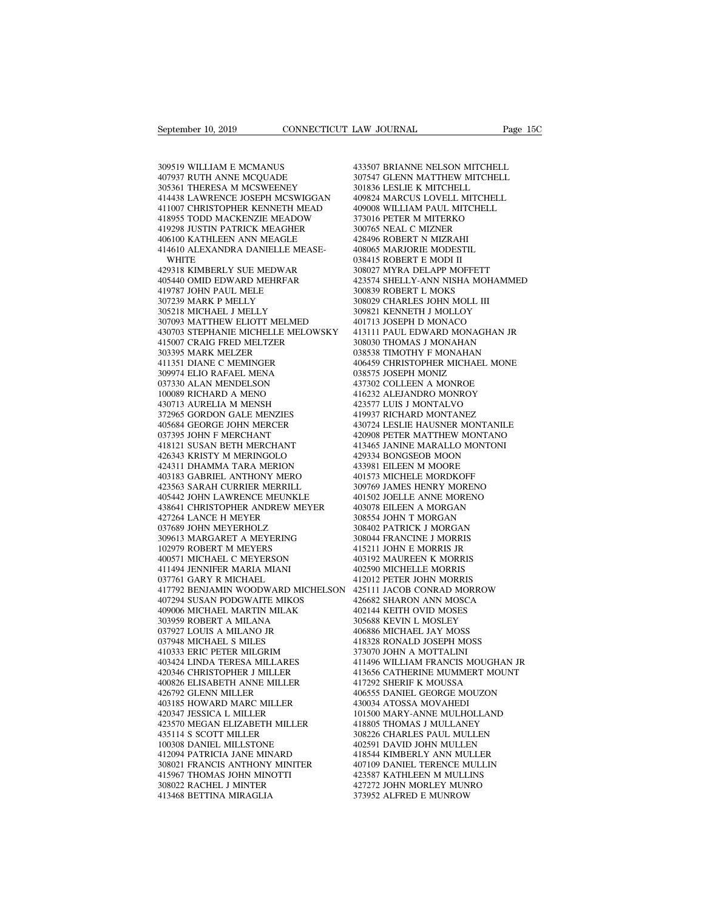309519 WILLIAM E MCMANUS
407937 RUTH ANNE MCQUADE
305361 THERESA M MCSWEENEY
414438 LAWRENCE JOSEPH MCSWIGGAN
411007 CHRISTOPHER KENNETH MEAD
418955 TODD MACKENZIE MEADOW
419298 JUSTIN PATRICK MEAGHER
406100 KATHLEEN ANN MEAGLE
414610 ALEXANDRA DANIELLE MEASE-WHITE
429318 KIMBERLY SUE MEDWAR
405440 OMID EDWARD MEHRFAR
419787 JOHN PAUL MELE
307239 MARK P MELLY
305218 MICHAEL J MELLY
307093 MATTHEW ELIOTT MELMED
430703 STEPHANIE MICHELLE MELOWSKY
415007 CRAIG FRED MELTZER
303395 MARK MELZER
411351 DIANE C MEMINGER
309974 ELIO RAFAEL MENA
037330 ALAN MENDELSON
100089 RICHARD A MENO
430713 AURELIA M MENSH
372965 GORDON GALE MENZIES
405684 GEORGE JOHN MERCER
037395 JOHN F MERCHANT
418121 SUSAN BETH MERCHANT
426343 KRISTY M MERINGOLO
424311 DHAMMA TARA MERION
403183 GABRIEL ANTHONY MERO
423563 SARAH CURRIER MERRILL
405442 JOHN LAWRENCE MEUNKLE
438641 CHRISTOPHER ANDREW MEYER
427264 LANCE H MEYER
037689 JOHN MEYERHOLZ
309613 MARGARET A MEYERING
102979 ROBERT M MEYERS
400571 MICHAEL C MEYERSON
411494 JENNIFER MARIA MIANI
037761 GARY R MICHAEL
417792 BENJAMIN WOODWARD MICHELSON
407294 SUSAN PODGWAITE MIKOS
409006 MICHAEL MARTIN MILAK
303959 ROBERT A MILANA
037927 LOUIS A MILANO JR
037948 MICHAEL S MILES
410333 ERIC PETER MILGRIM
403424 LINDA TERESA MILLARES
420346 CHRISTOPHER J MILLER
400826 ELISABETH ANNE MILLER
426792 GLENN MILLER
403185 HOWARD MARC MILLER
420347 JESSICA L MILLER
423570 MEGAN ELIZABETH MILLER
435114 S SCOTT MILLER
100308 DANIEL MILLSTONE
412094 PATRICIA JANE MINARD
308021 FRANCIS ANTHONY MINITER
415967 THOMAS JOHN MINOTTI
308022 RACHEL J MINTER
413468 BETTINA MIRAGLIA
433507 BRIANNE NELSON MITCHELL
307547 GLENN MATTHEW MITCHELL
301836 LESLIE K MITCHELL
409824 MARCUS LOVELL MITCHELL
409008 WILLIAM PAUL MITCHELL
373016 PETER M MITERKO
300765 NEAL C MIZNER
428496 ROBERT N MIZRAHI
408065 MARJORIE MODESTIL
038415 ROBERT E MODI II
308027 MYRA DELAPP MOFFETT
423574 SHELLY-ANN NISHA MOHAMMED
300839 ROBERT L MOKS
308029 CHARLES JOHN MOLL III
309821 KENNETH J MOLLOY
401713 JOSEPH D MONACO
413111 PAUL EDWARD MONAGHAN JR
308030 THOMAS J MONAHAN
038538 TIMOTHY F MONAHAN
406459 CHRISTOPHER MICHAEL MONE
038575 JOSEPH MONIZ
437302 COLLEEN A MONROE
416232 ALEJANDRO MONROY
423577 LUIS J MONTALVO
419937 RICHARD MONTANEZ
430724 LESLIE HAUSNER MONTANILE
420908 PETER MATTHEW MONTANO
413465 JANINE MARALLO MONTONI
429334 BONGSEOB MOON
433981 EILEEN M MOORE
401573 MICHELE MORDKOFF
309769 JAMES HENRY MORENO
401502 JOELLE ANNE MORENO
403078 EILEEN A MORGAN
308554 JOHN T MORGAN
308402 PATRICK J MORGAN
308044 FRANCINE J MORRIS
415211 JOHN E MORRIS JR
403192 MAUREEN K MORRIS
402590 MICHELLE MORRIS
412012 PETER JOHN MORRIS
425111 JACOB CONRAD MORROW
426682 SHARON ANN MOSCA
402144 KEITH OVID MOSES
305688 KEVIN L MOSLEY
406886 MICHAEL JAY MOSS
418328 RONALD JOSEPH MOSS
373070 JOHN A MOTTALINI
411496 WILLIAM FRANCIS MOUGHAN JR
413656 CATHERINE MUMMERT MOUNT
417292 SHERIF K MOUSSA
406555 DANIEL GEORGE MOUZON
430034 ATOSSA MOVAHEDI
101500 MARY-ANNE MULHOLLAND
418805 THOMAS J MULLANEY
308226 CHARLES PAUL MULLEN
402591 DAVID JOHN MULLEN
418544 KIMBERLY ANN MULLER
407109 DANIEL TERENCE MULLIN
423587 KATHLEEN M MULLINS
427272 JOHN MORLEY MUNRO
373952 ALFRED E MUNROW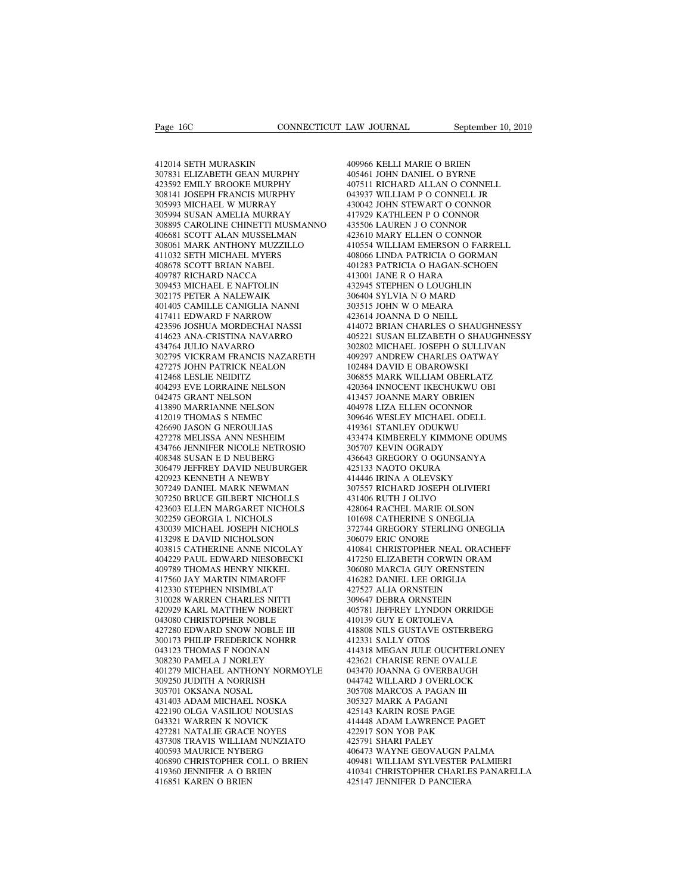412014 SETH MURASKIN
307831 ELIZABETH GEAN MURPHY
423592 EMILY BROOKE MURPHY
308141 JOSEPH FRANCIS MURPHY
305993 MICHAEL W MURRAY
305994 SUSAN AMELIA MURRAY
308895 CAROLINE CHINETTI MUSMANNO
406681 SCOTT ALAN MUSSELMAN
308061 MARK ANTHONY MUZZILLO
411032 SETH MICHAEL MYERS
408678 SCOTT BRIAN NABEL
409787 RICHARD NACCA
309453 MICHAEL E NAFTOLIN
302175 PETER A NALEWAIK
401405 CAMILLE CANIGLIA NANNI
417411 EDWARD F NARROW
423596 JOSHUA MORDECHAI NASSI
414623 ANA-CRISTINA NAVARRO
434764 JULIO NAVARRO
302795 VICKRAM FRANCIS NAZARETH
427275 JOHN PATRICK NEALON
412468 LESLIE NEIDITZ
404293 EVE LORRAINE NELSON
042475 GRANT NELSON
413890 MARRIANNE NELSON
412019 THOMAS S NEMEC
426690 JASON G NEROULIAS
427278 MELISSA ANN NESHEIM
434766 JENNIFER NICOLE NETROSIO
408348 SUSAN E D NEUBERG
306479 JEFFREY DAVID NEUBURGER
420923 KENNETH A NEWBY
307249 DANIEL MARK NEWMAN
307250 BRUCE GILBERT NICHOLLS
423603 ELLEN MARGARET NICHOLS
302259 GEORGIA L NICHOLS
430039 MICHAEL JOSEPH NICHOLS
413298 E DAVID NICHOLSON
403815 CATHERINE ANNE NICOLAY
404229 PAUL EDWARD NIESOBECKI
409789 THOMAS HENRY NIKKEL
417560 JAY MARTIN NIMAROFF
412330 STEPHEN NISIMBLAT
310028 WARREN CHARLES NITTI
420929 KARL MATTHEW NOBERT
043080 CHRISTOPHER NOBLE
427280 EDWARD SNOW NOBLE III
300173 PHILIP FREDERICK NOHRR
043123 THOMAS F NOONAN
308230 PAMELA J NORLEY
401279 MICHAEL ANTHONY NORMOYLE
309250 JUDITH A NORRISH
305701 OKSANA NOSAL
431403 ADAM MICHAEL NOSKA
422190 OLGA VASILIOU NOUSIAS
043321 WARREN K NOVICK
427281 NATALIE GRACE NOYES
437308 TRAVIS WILLIAM NUNZIATO
400593 MAURICE NYBERG
406890 CHRISTOPHER COLL O BRIEN
419360 JENNIFER A O BRIEN
416851 KAREN O BRIEN
409966 KELLI MARIE O BRIEN
405461 JOHN DANIEL O BYRNE
407511 RICHARD ALLAN O CONNELL
043937 WILLIAM P O CONNELL JR
430042 JOHN STEWART O CONNOR
417929 KATHLEEN P O CONNOR
435506 LAUREN J O CONNOR
423610 MARY ELLEN O CONNOR
410554 WILLIAM EMERSON O FARRELL
408066 LINDA PATRICIA O GORMAN
401283 PATRICIA O HAGAN-SCHOEN
413001 JANE R O HARA
432945 STEPHEN O LOUGHLIN
306404 SYLVIA N O MARD
303515 JOHN W O MEARA
423614 JOANNA D O NEILL
414072 BRIAN CHARLES O SHAUGHNESSY
405221 SUSAN ELIZABETH O SHAUGHNESSY
302802 MICHAEL JOSEPH O SULLIVAN
409297 ANDREW CHARLES OATWAY
102484 DAVID E OBAROWSKI
306855 MARK WILLIAM OBERLATZ
420364 INNOCENT IKECHUKWU OBI
413457 JOANNE MARY OBRIEN
404978 LIZA ELLEN OCONNOR
309646 WESLEY MICHAEL ODELL
419361 STANLEY ODUKWU
433474 KIMBERELY KIMMONE ODUMS
305707 KEVIN OGRADY
436643 GREGORY O OGUNSANYA
425133 NAOTO OKURA
414446 IRINA A OLEVSKY
307557 RICHARD JOSEPH OLIVIERI
431406 RUTH J OLIVO
428064 RACHEL MARIE OLSON
101698 CATHERINE S ONEGLIA
372744 GREGORY STERLING ONEGLIA
306079 ERIC ONORE
410841 CHRISTOPHER NEAL ORACHEFF
417250 ELIZABETH CORWIN ORAM
306080 MARCIA GUY ORENSTEIN
416282 DANIEL LEE ORIGLIA
427527 ALIA ORNSTEIN
309647 DEBRA ORNSTEIN
405781 JEFFREY LYNDON ORRIDGE
410139 GUY E ORTOLEVA
418808 NILS GUSTAVE OSTERBERG
412331 SALLY OTOS
414318 MEGAN JULE OUCHTERLONEY
423621 CHARISE RENE OVALLE
043470 JOANNA G OVERBAUGH
044742 WILLARD J OVERLOCK
305708 MARCOS A PAGAN III
305327 MARK A PAGANI
425143 KARIN ROSE PAGE
414448 ADAM LAWRENCE PAGET
422917 SON YOB PAK
425791 SHARI PALEY
406473 WAYNE GEOVAUGN PALMA
409481 WILLIAM SYLVESTER PALMIERI
410341 CHRISTOPHER CHARLES PANARELLA
425147 JENNIFER D PANCIERA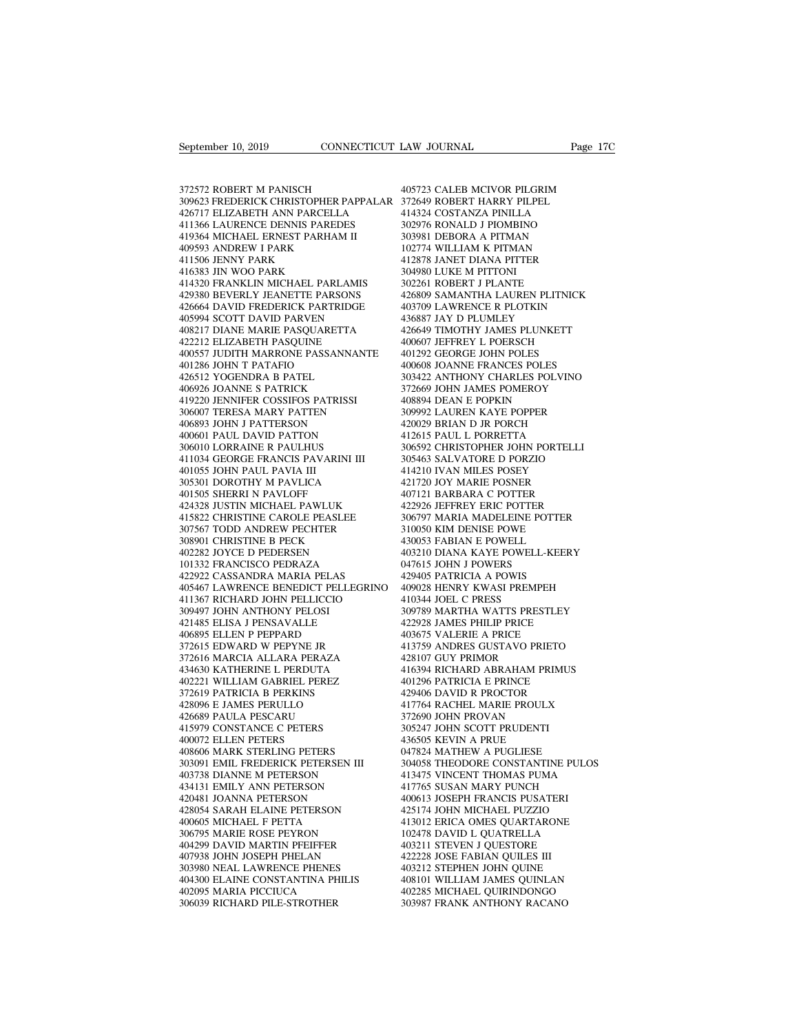372572 ROBERT M PANISCH
309623 FREDERICK CHRISTOPHER PAPPALAR
426717 ELIZABETH ANN PARCELLA
411366 LAURENCE DENNIS PAREDES
419364 MICHAEL ERNEST PARHAM II
409593 ANDREW I PARK
411506 JENNY PARK
416383 JIN WOO PARK
414320 FRANKLIN MICHAEL PARLAMIS
429380 BEVERLY JEANETTE PARSONS
426664 DAVID FREDERICK PARTRIDGE
405994 SCOTT DAVID PARVEN
408217 DIANE MARIE PASQUARETTA
422212 ELIZABETH PASQUINE
400557 JUDITH MARRONE PASSANNANTE
401286 JOHN T PATAFIO
426512 YOGENDRA B PATEL
406926 JOANNE S PATRICK
419220 JENNIFER COSSIFOS PATRISSI
306007 TERESA MARY PATTEN
406893 JOHN J PATTERSON
400601 PAUL DAVID PATTON
306010 LORRAINE R PAULHUS
411034 GEORGE FRANCIS PAVARINI III
401055 JOHN PAUL PAVIA III
305301 DOROTHY M PAVLICA
401505 SHERRI N PAVLOFF
424328 JUSTIN MICHAEL PAWLUK
415822 CHRISTINE CAROLE PEASLEE
307567 TODD ANDREW PECHTER
308901 CHRISTINE B PECK
402282 JOYCE D PEDERSEN
101332 FRANCISCO PEDRAZA
422922 CASSANDRA MARIA PELAS
405467 LAWRENCE BENEDICT PELLEGRINO
411367 RICHARD JOHN PELLICCIO
309497 JOHN ANTHONY PELOSI
421485 ELISA J PENSAVALLE
406895 ELLEN P PEPPARD
372615 EDWARD W PEPYNE JR
372616 MARCIA ALLARA PERAZA
434630 KATHERINE L PERDUTA
402221 WILLIAM GABRIEL PEREZ
372619 PATRICIA B PERKINS
428096 E JAMES PERULLO
426689 PAULA PESCARU
415979 CONSTANCE C PETERS
400072 ELLEN PETERS
408606 MARK STERLING PETERS
303091 EMIL FREDERICK PETERSEN III
403738 DIANNE M PETERSON
434131 EMILY ANN PETERSON
420481 JOANNA PETERSON
428054 SARAH ELAINE PETERSON
400605 MICHAEL F PETTA
306795 MARIE ROSE PEYRON
404299 DAVID MARTIN PFEIFFER
407938 JOHN JOSEPH PHELAN
303980 NEAL LAWRENCE PHENES
404300 ELAINE CONSTANTINA PHILIS
402095 MARIA PICCIUCA
306039 RICHARD PILE-STROTHER
405723 CALEB MCIVOR PILGRIM
372649 ROBERT HARRY PILPEL
414324 COSTANZA PINILLA
302976 RONALD J PIOMBINO
303981 DEBORA A PITMAN
102774 WILLIAM K PITMAN
412878 JANET DIANA PITTER
304980 LUKE M PITTONI
302261 ROBERT J PLANTE
426809 SAMANTHA LAUREN PLITNICK
403709 LAWRENCE R PLOTKIN
436887 JAY D PLUMLEY
426649 TIMOTHY JAMES PLUNKETT
400607 JEFFREY L POERSCH
401292 GEORGE JOHN POLES
400608 JOANNE FRANCES POLES
303422 ANTHONY CHARLES POLVINO
372669 JOHN JAMES POMEROY
408894 DEAN E POPKIN
309992 LAUREN KAYE POPPER
420029 BRIAN D JR PORCH
412615 PAUL L PORRETTA
306592 CHRISTOPHER JOHN PORTELLI
305463 SALVATORE D PORZIO
414210 IVAN MILES POSEY
421720 JOY MARIE POSNER
407121 BARBARA C POTTER
422926 JEFFREY ERIC POTTER
306797 MARIA MADELEINE POTTER
310050 KIM DENISE POWE
430053 FABIAN E POWELL
403210 DIANA KAYE POWELL-KEERY
047615 JOHN J POWERS
429405 PATRICIA A POWIS
409028 HENRY KWASI PREMPEH
410344 JOEL C PRESS
309789 MARTHA WATTS PRESTLEY
422928 JAMES PHILIP PRICE
403675 VALERIE A PRICE
413759 ANDRES GUSTAVO PRIETO
428107 GUY PRIMOR
416394 RICHARD ABRAHAM PRIMUS
401296 PATRICIA E PRINCE
429406 DAVID R PROCTOR
417764 RACHEL MARIE PROULX
372690 JOHN PROVAN
305247 JOHN SCOTT PRUDENTI
436505 KEVIN A PRUE
047824 MATHEW A PUGLIESE
304058 THEODORE CONSTANTINE PULOS
413475 VINCENT THOMAS PUMA
417765 SUSAN MARY PUNCH
400613 JOSEPH FRANCIS PUSATERI
425174 JOHN MICHAEL PUZZIO
413012 ERICA OMES QUARTARONE
102478 DAVID L QUATRELLA
403211 STEVEN J QUESTORE
422228 JOSE FABIAN QUILES III
403212 STEPHEN JOHN QUINE
408101 WILLIAM JAMES QUINLAN
402285 MICHAEL QUIRINDONGO
303987 FRANK ANTHONY RACANO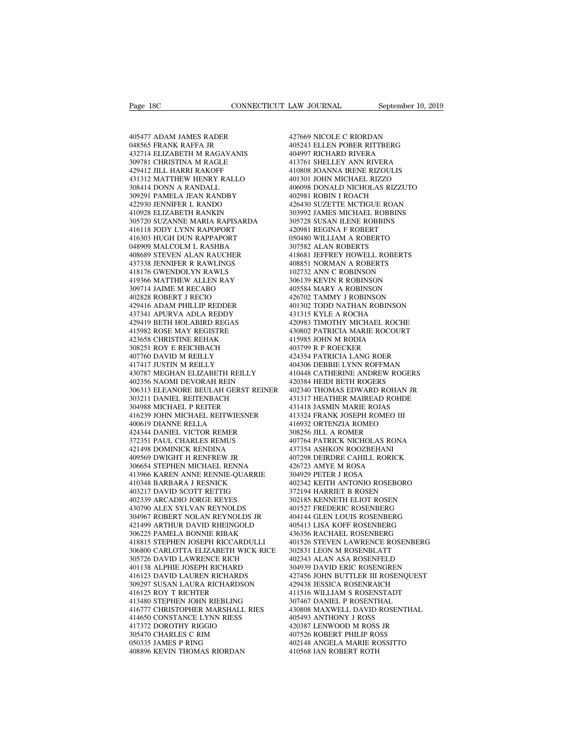405477 ADAM JAMES RADER
048565 FRANK RAFFA JR
432714 ELIZABETH M RAGAVANIS
309781 CHRISTINA M RAGLE
429412 JILL HARRI RAKOFF
431312 MATTHEW HENRY RALLO
308414 DONN A RANDALL
309291 PAMELA JEAN RANDBY
422930 JENNIFER L RANDO
410928 ELIZABETH RANKIN
305720 SUZANNE MARIA RAPISARDA
416118 JODY LYNN RAPOPORT
416303 HUGH DUN RAPPAPORT
048909 MALCOLM L RASHBA
408689 STEVEN ALAN RAUCHER
437338 JENNIFER R RAWLINGS
418176 GWENDOLYN RAWLS
419366 MATTHEW ALLEN RAY
309714 JAIME M RECABO
402828 ROBERT J RECIO
429416 ADAM PHILLIP REDDER
437341 APURVA ADLA REDDY
429419 BETH HOLABIRD REGAS
415982 ROSE MAY REGISTRE
423658 CHRISTINE REHAK
308251 ROY E REICHBACH
407760 DAVID M REILLY
417417 JUSTIN M REILLY
430787 MEGHAN ELIZABETH REILLY
402356 NAOMI DEVORAH REIN
306313 ELEANORE BEULAH GERST REINER
303211 DANIEL REITENBACH
304988 MICHAEL P REITER
416239 JOHN MICHAEL REITWIESNER
400619 DIANNE RELLA
424344 DANIEL VICTOR REMER
372351 PAUL CHARLES REMUS
421498 DOMINICK RENDINA
409569 DWIGHT H RENFREW JR
306654 STEPHEN MICHAEL RENNA
413966 KAREN ANNE RENNIE-QUARRIE
410348 BARBARA J RESNICK
403217 DAVID SCOTT RETTIG
402339 ARCADIO JORGE REYES
430790 ALEX SYLVAN REYNOLDS
304967 ROBERT NOLAN REYNOLDS JR
421499 ARTHUR DAVID RHEINGOLD
306225 PAMELA BONNIE RIBAK
418815 STEPHEN JOSEPH RICCARDULLI
306800 CARLOTTA ELIZABETH WICK RICE
305726 DAVID LAWRENCE RICH
401138 ALPHIE JOSEPH RICHARD
416123 DAVID LAUREN RICHARDS
309297 SUSAN LAURA RICHARDSON
416125 ROY T RICHTER
413480 STEPHEN JOHN RIEBLING
416777 CHRISTOPHER MARSHALL RIES
414650 CONSTANCE LYNN RIESS
417372 DOROTHY RIGGIO
305470 CHARLES C RIM
050335 JAMES P RING
408896 KEVIN THOMAS RIORDAN
427669 NICOLE C RIORDAN
405243 ELLEN POBER RITTBERG
404997 RICHARD RIVERA
413761 SHELLEY ANN RIVERA
410808 JOANNA IRENE RIZOULIS
401301 JOHN MICHAEL RIZZO
406098 DONALD NICHOLAS RIZZUTO
402981 ROBIN I ROACH
426430 SUZETTE MCTIGUE ROAN
303992 JAMES MICHAEL ROBBINS
305728 SUSAN ILENE ROBBINS
420981 REGINA F ROBERT
050480 WILLIAM A ROBERTO
307582 ALAN ROBERTS
418681 JEFFREY HOWELL ROBERTS
408851 NORMAN A ROBERTS
102732 ANN C ROBINSON
306139 KEVIN R ROBINSON
405584 MARY A ROBINSON
426702 TAMMY J ROBINSON
401302 TODD NATHAN ROBINSON
431315 KYLE A ROCHA
420983 TIMOTHY MICHAEL ROCHE
430802 PATRICIA MARIE ROCOURT
415985 JOHN M RODIA
403799 R P ROECKER
424354 PATRICIA LANG ROER
404306 DEBBIE LYNN ROFFMAN
410448 CATHERINE ANDREW ROGERS
420384 HEIDI BETH ROGERS
402340 THOMAS EDWARD ROHAN JR
431317 HEATHER MAIREAD ROHDE
431418 JASMIN MARIE ROJAS
413324 FRANK JOSEPH ROMEO III
416932 ORTENZIA ROMEO
308256 JILL A ROMER
407764 PATRICK NICHOLAS RONA
437354 ASHKON ROOZBEHANI
407298 DEIRDRE CAHILL RORICK
426723 AMYE M ROSA
304929 PETER J ROSA
402342 KEITH ANTONIO ROSEBORO
372194 HARRIET B ROSEN
302185 KENNETH ELIOT ROSEN
401527 FREDERIC ROSENBERG
404144 GLEN LOUIS ROSENBERG
405413 LISA KOFF ROSENBERG
436356 RACHAEL ROSENBERG
401526 STEVEN LAWRENCE ROSENBERG
302831 LEON M ROSENBLATT
402343 ALAN ASA ROSENFELD
304939 DAVID ERIC ROSENGREN
427456 JOHN BUTTLER III ROSENQUEST
429438 JESSICA ROSENRAICH
411516 WILLIAM S ROSENSTADT
307467 DANIEL P ROSENTHAL
430808 MAXWELL DAVID ROSENTHAL
405493 ANTHONY J ROSS
420387 LENWOOD M ROSS JR
407526 ROBERT PHILIP ROSS
402148 ANGELA MARIE ROSSITTO
410568 IAN ROBERT ROTH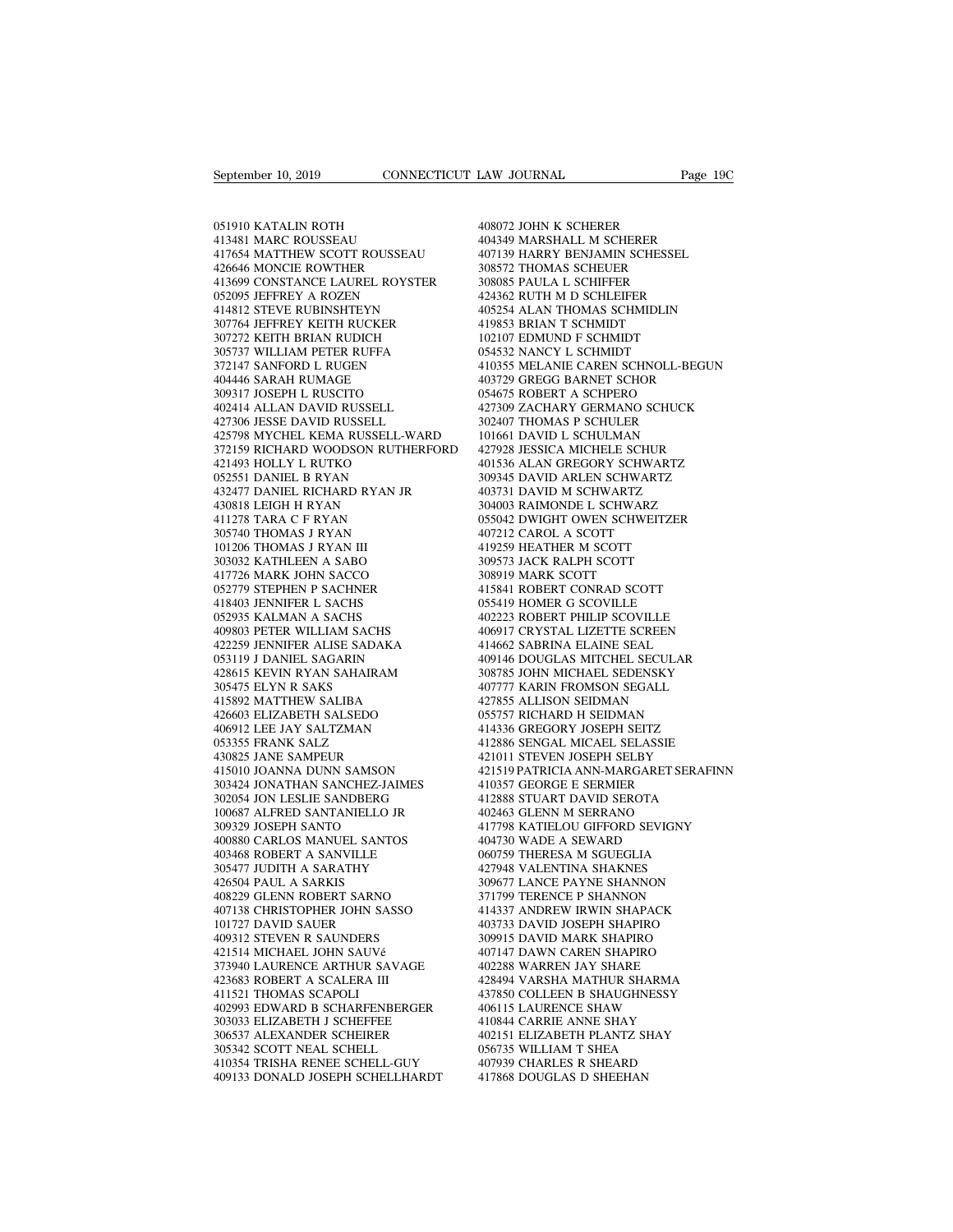051910 KATALIN ROTH
413481 MARC ROUSSEAU
417654 MATTHEW SCOTT ROUSSEAU
426646 MONCIE ROWTHER
413699 CONSTANCE LAUREL ROYSTER
052095 JEFFREY A ROZEN
414812 STEVE RUBINSHTEYN
307764 JEFFREY KEITH RUCKER
307272 KEITH BRIAN RUDICH
305737 WILLIAM PETER RUFFA
372147 SANFORD L RUGEN
404446 SARAH RUMAGE
309317 JOSEPH L RUSCITO
402414 ALLAN DAVID RUSSELL
427306 JESSE DAVID RUSSELL
425798 MYCHEL KEMA RUSSELL-WARD
372159 RICHARD WOODSON RUTHERFORD
421493 HOLLY L RUTKO
052551 DANIEL B RYAN
432477 DANIEL RICHARD RYAN JR
430818 LEIGH H RYAN
411278 TARA C F RYAN
305740 THOMAS J RYAN
101206 THOMAS J RYAN III
303032 KATHLEEN A SABO
417726 MARK JOHN SACCO
052779 STEPHEN P SACHNER
418403 JENNIFER L SACHS
052935 KALMAN A SACHS
409803 PETER WILLIAM SACHS
422259 JENNIFER ALISE SADAKA
053119 J DANIEL SAGARIN
428615 KEVIN RYAN SAHAIRAM
305475 ELYN R SAKS
415892 MATTHEW SALIBA
426603 ELIZABETH SALSEDO
406912 LEE JAY SALTZMAN
053355 FRANK SALZ
430825 JANE SAMPEUR
415010 JOANNA DUNN SAMSON
303424 JONATHAN SANCHEZ-JAIMES
302054 JON LESLIE SANDBERG
100687 ALFRED SANTANIELLO JR
309329 JOSEPH SANTO
400880 CARLOS MANUEL SANTOS
403468 ROBERT A SANVILLE
305477 JUDITH A SARATHY
426504 PAUL A SARKIS
408229 GLENN ROBERT SARNO
407138 CHRISTOPHER JOHN SASSO
101727 DAVID SAUER
409312 STEVEN R SAUNDERS
421514 MICHAEL JOHN SAUVé
373940 LAURENCE ARTHUR SAVAGE
423683 ROBERT A SCALERA III
411521 THOMAS SCAPOLI
402993 EDWARD B SCHARFENBERGER
303033 ELIZABETH J SCHEFFEE
306537 ALEXANDER SCHEIRER
305342 SCOTT NEAL SCHELL
410354 TRISHA RENEE SCHELL-GUY
409133 DONALD JOSEPH SCHELLHARDT
408072 JOHN K SCHERER
404349 MARSHALL M SCHERER
407139 HARRY BENJAMIN SCHESSEL
308572 THOMAS SCHEUER
308085 PAULA L SCHIFFER
424362 RUTH M D SCHLEIFER
405254 ALAN THOMAS SCHMIDLIN
419853 BRIAN T SCHMIDT
102107 EDMUND F SCHMIDT
054532 NANCY L SCHMIDT
410355 MELANIE CAREN SCHNOLL-BEGUN
403729 GREGG BARNET SCHOR
054675 ROBERT A SCHPERO
427309 ZACHARY GERMANO SCHUCK
302407 THOMAS P SCHULER
101661 DAVID L SCHULMAN
427928 JESSICA MICHELE SCHUR
401536 ALAN GREGORY SCHWARTZ
309345 DAVID ARLEN SCHWARTZ
403731 DAVID M SCHWARTZ
304003 RAIMONDE L SCHWARZ
055042 DWIGHT OWEN SCHWEITZER
407212 CAROL A SCOTT
419259 HEATHER M SCOTT
309573 JACK RALPH SCOTT
308919 MARK SCOTT
415841 ROBERT CONRAD SCOTT
055419 HOMER G SCOVILLE
402223 ROBERT PHILIP SCOVILLE
406917 CRYSTAL LIZETTE SCREEN
414662 SABRINA ELAINE SEAL
409146 DOUGLAS MITCHEL SECULAR
308785 JOHN MICHAEL SEDENSKY
407777 KARIN FROMSON SEGALL
427855 ALLISON SEIDMAN
055757 RICHARD H SEIDMAN
414336 GREGORY JOSEPH SEITZ
412886 SENGAL MICAEL SELASSIE
421011 STEVEN JOSEPH SELBY
421519 PATRICIA ANN-MARGARET SERAFINN
410357 GEORGE E SERMIER
412888 STUART DAVID SEROTA
402463 GLENN M SERRANO
417798 KATIELOU GIFFORD SEVIGNY
404730 WADE A SEWARD
060759 THERESA M SGUEGLIA
427948 VALENTINA SHAKNES
309677 LANCE PAYNE SHANNON
371799 TERENCE P SHANNON
414337 ANDREW IRWIN SHAPACK
403733 DAVID JOSEPH SHAPIRO
309915 DAVID MARK SHAPIRO
407147 DAWN CAREN SHAPIRO
402288 WARREN JAY SHARE
428494 VARSHA MATHUR SHARMA
437850 COLLEEN B SHAUGHNESSY
406115 LAURENCE SHAW
410844 CARRIE ANNE SHAY
402151 ELIZABETH PLANTZ SHAY
056735 WILLIAM T SHEA
407939 CHARLES R SHEARD
417868 DOUGLAS D SHEEHAN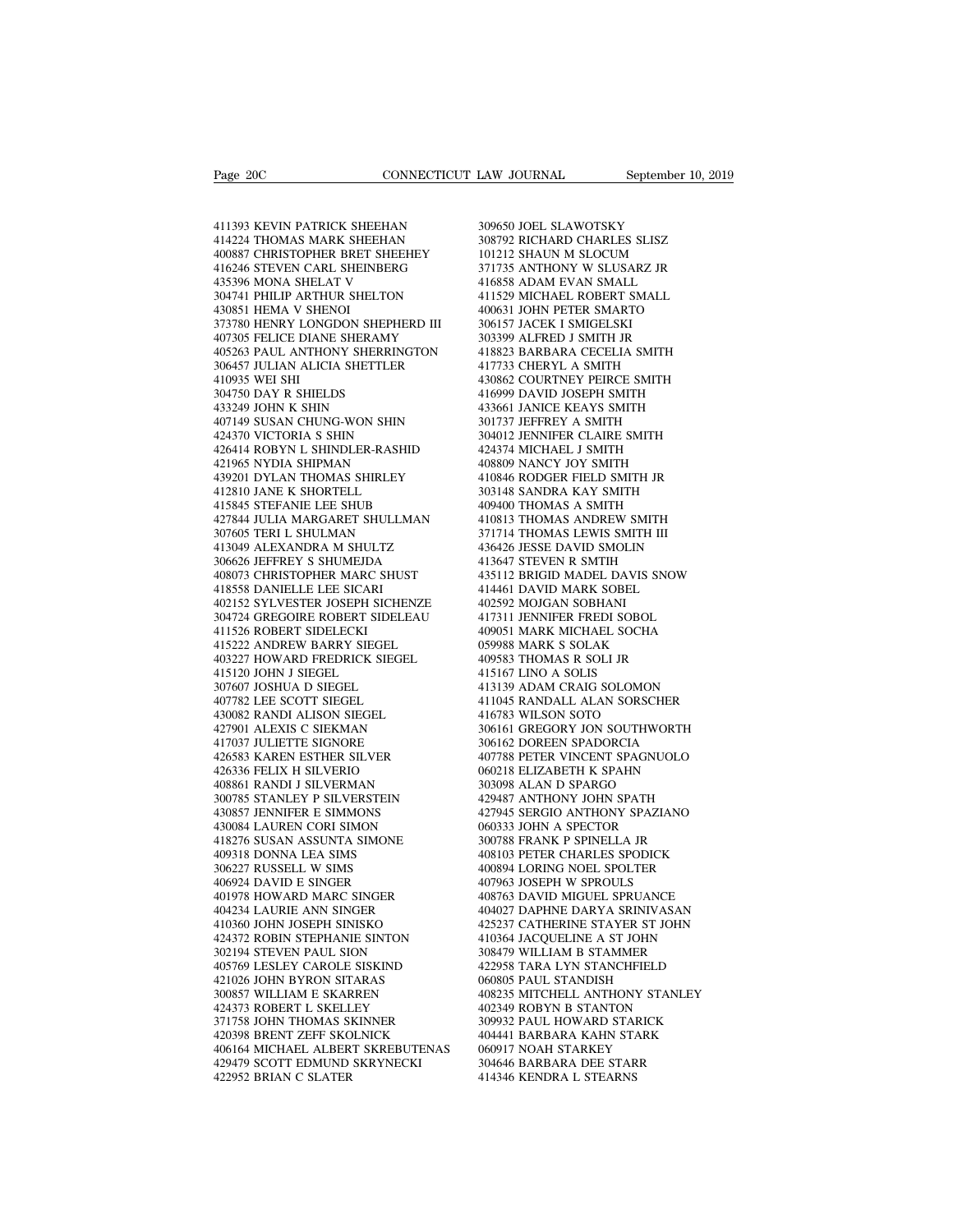411393 KEVIN PATRICK SHEEHAN
414224 THOMAS MARK SHEEHAN
400887 CHRISTOPHER BRET SHEEHEY
416246 STEVEN CARL SHEINBERG
435396 MONA SHELAT V
304741 PHILIP ARTHUR SHELTON
430851 HEMA V SHENOI
373780 HENRY LONGDON SHEPHERD III
407305 FELICE DIANE SHERAMY
405263 PAUL ANTHONY SHERRINGTON
306457 JULIAN ALICIA SHETTLER
410935 WEI SHI
304750 DAY R SHIELDS
433249 JOHN K SHIN
407149 SUSAN CHUNG-WON SHIN
424370 VICTORIA S SHIN
426414 ROBYN L SHINDLER-RASHID
421965 NYDIA SHIPMAN
439201 DYLAN THOMAS SHIRLEY
412810 JANE K SHORTELL
415845 STEFANIE LEE SHUB
427844 JULIA MARGARET SHULLMAN
307605 TERI L SHULMAN
413049 ALEXANDRA M SHULTZ
306626 JEFFREY S SHUMEJDA
408073 CHRISTOPHER MARC SHUST
418558 DANIELLE LEE SICARI
402152 SYLVESTER JOSEPH SICHENZE
304724 GREGOIRE ROBERT SIDELEAU
411526 ROBERT SIDELECKI
415222 ANDREW BARRY SIEGEL
403227 HOWARD FREDRICK SIEGEL
415120 JOHN J SIEGEL
307607 JOSHUA D SIEGEL
407782 LEE SCOTT SIEGEL
430082 RANDI ALISON SIEGEL
427901 ALEXIS C SIEKMAN
417037 JULIETTE SIGNORE
426583 KAREN ESTHER SILVER
426336 FELIX H SILVERIO
408861 RANDI J SILVERMAN
300785 STANLEY P SILVERSTEIN
430857 JENNIFER E SIMMONS
430084 LAUREN CORI SIMON
418276 SUSAN ASSUNTA SIMONE
409318 DONNA LEA SIMS
306227 RUSSELL W SIMS
406924 DAVID E SINGER
401978 HOWARD MARC SINGER
404234 LAURIE ANN SINGER
410360 JOHN JOSEPH SINISKO
424372 ROBIN STEPHANIE SINTON
302194 STEVEN PAUL SION
405769 LESLEY CAROLE SISKIND
421026 JOHN BYRON SITARAS
300857 WILLIAM E SKARREN
424373 ROBERT L SKELLEY
371758 JOHN THOMAS SKINNER
420398 BRENT ZEFF SKOLNICK
406164 MICHAEL ALBERT SKREBUTENAS
429479 SCOTT EDMUND SKRYNECKI
422952 BRIAN C SLATER
309650 JOEL SLAWOTSKY
308792 RICHARD CHARLES SLISZ
101212 SHAUN M SLOCUM
371735 ANTHONY W SLUSARZ JR
416858 ADAM EVAN SMALL
411529 MICHAEL ROBERT SMALL
400631 JOHN PETER SMARTO
306157 JACEK I SMIGELSKI
303399 ALFRED J SMITH JR
418823 BARBARA CECELIA SMITH
417733 CHERYL A SMITH
430862 COURTNEY PEIRCE SMITH
416999 DAVID JOSEPH SMITH
433661 JANICE KEAYS SMITH
301737 JEFFREY A SMITH
304012 JENNIFER CLAIRE SMITH
424374 MICHAEL J SMITH
408809 NANCY JOY SMITH
410846 RODGER FIELD SMITH JR
303148 SANDRA KAY SMITH
409400 THOMAS A SMITH
410813 THOMAS ANDREW SMITH
371714 THOMAS LEWIS SMITH III
436426 JESSE DAVID SMOLIN
413647 STEVEN R SMTIH
435112 BRIGID MADEL DAVIS SNOW
414461 DAVID MARK SOBEL
402592 MOJGAN SOBHANI
417311 JENNIFER FREDI SOBOL
409051 MARK MICHAEL SOCHA
059988 MARK S SOLAK
409583 THOMAS R SOLI JR
415167 LINO A SOLIS
413139 ADAM CRAIG SOLOMON
411045 RANDALL ALAN SORSCHER
416783 WILSON SOTO
306161 GREGORY JON SOUTHWORTH
306162 DOREEN SPADORCIA
407788 PETER VINCENT SPAGNUOLO
060218 ELIZABETH K SPAHN
303098 ALAN D SPARGO
429487 ANTHONY JOHN SPATH
427945 SERGIO ANTHONY SPAZIANO
060333 JOHN A SPECTOR
300788 FRANK P SPINELLA JR
408103 PETER CHARLES SPODICK
400894 LORING NOEL SPOLTER
407963 JOSEPH W SPROULS
408763 DAVID MIGUEL SPRUANCE
404027 DAPHNE DARYA SRINIVASAN
425237 CATHERINE STAYER ST JOHN
410364 JACQUELINE A ST JOHN
308479 WILLIAM B STAMMER
422958 TARA LYN STANCHFIELD
060805 PAUL STANDISH
408235 MITCHELL ANTHONY STANLEY
402349 ROBYN B STANTON
309932 PAUL HOWARD STARICK
404441 BARBARA KAHN STARK
060917 NOAH STARKEY
304646 BARBARA DEE STARR
414346 KENDRA L STEARNS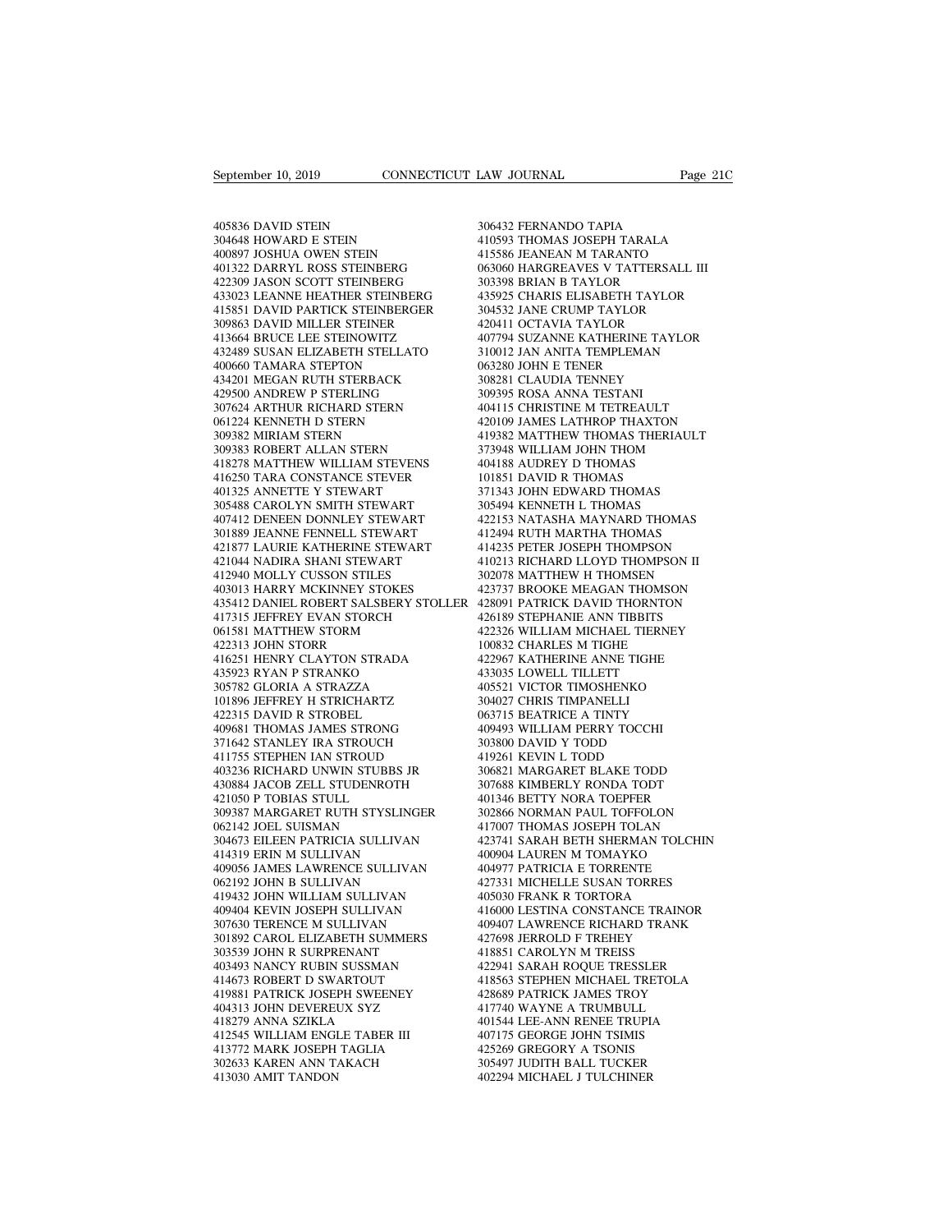405836 DAVID STEIN
304648 HOWARD E STEIN
400897 JOSHUA OWEN STEIN
401322 DARRYL ROSS STEINBERG
422309 JASON SCOTT STEINBERG
433023 LEANNE HEATHER STEINBERG
415851 DAVID PARTICK STEINBERGER
309863 DAVID MILLER STEINER
413664 BRUCE LEE STEINOWITZ
432489 SUSAN ELIZABETH STELLATO
400660 TAMARA STEPTON
434201 MEGAN RUTH STERBACK
429500 ANDREW P STERLING
307624 ARTHUR RICHARD STERN
061224 KENNETH D STERN
309382 MIRIAM STERN
309383 ROBERT ALLAN STERN
418278 MATTHEW WILLIAM STEVENS
416250 TARA CONSTANCE STEVER
401325 ANNETTE Y STEWART
305488 CAROLYN SMITH STEWART
407412 DENEEN DONNLEY STEWART
301889 JEANNE FENNELL STEWART
421877 LAURIE KATHERINE STEWART
421044 NADIRA SHANI STEWART
412940 MOLLY CUSSON STILES
403013 HARRY MCKINNEY STOKES
435412 DANIEL ROBERT SALSBERY STOLLER
417315 JEFFREY EVAN STORCH
061581 MATTHEW STORM
422313 JOHN STORR
416251 HENRY CLAYTON STRADA
435923 RYAN P STRANKO
305782 GLORIA A STRAZZA
101896 JEFFREY H STRICHARTZ
422315 DAVID R STROBEL
409681 THOMAS JAMES STRONG
371642 STANLEY IRA STROUCH
411755 STEPHEN IAN STROUD
403236 RICHARD UNWIN STUBBS JR
430884 JACOB ZELL STUDENROTH
421050 P TOBIAS STULL
309387 MARGARET RUTH STYSLINGER
062142 JOEL SUISMAN
304673 EILEEN PATRICIA SULLIVAN
414319 ERIN M SULLIVAN
409056 JAMES LAWRENCE SULLIVAN
062192 JOHN B SULLIVAN
419432 JOHN WILLIAM SULLIVAN
409404 KEVIN JOSEPH SULLIVAN
307630 TERENCE M SULLIVAN
301892 CAROL ELIZABETH SUMMERS
303539 JOHN R SURPRENANT
403493 NANCY RUBIN SUSSMAN
414673 ROBERT D SWARTOUT
419881 PATRICK JOSEPH SWEENEY
404313 JOHN DEVEREUX SYZ
418279 ANNA SZIKLA
412545 WILLIAM ENGLE TABER III
413772 MARK JOSEPH TAGLIA
302633 KAREN ANN TAKACH
413030 AMIT TANDON
306432 FERNANDO TAPIA
410593 THOMAS JOSEPH TARALA
415586 JEANEAN M TARANTO
063060 HARGREAVES V TATTERSALL III
303398 BRIAN B TAYLOR
435925 CHARIS ELISABETH TAYLOR
304532 JANE CRUMP TAYLOR
420411 OCTAVIA TAYLOR
407794 SUZANNE KATHERINE TAYLOR
310012 JAN ANITA TEMPLEMAN
063280 JOHN E TENER
308281 CLAUDIA TENNEY
309395 ROSA ANNA TESTANI
404115 CHRISTINE M TETREAULT
420109 JAMES LATHROP THAXTON
419382 MATTHEW THOMAS THERIAULT
373948 WILLIAM JOHN THOM
404188 AUDREY D THOMAS
101851 DAVID R THOMAS
371343 JOHN EDWARD THOMAS
305494 KENNETH L THOMAS
422153 NATASHA MAYNARD THOMAS
412494 RUTH MARTHA THOMAS
414235 PETER JOSEPH THOMPSON
410213 RICHARD LLOYD THOMPSON II
302078 MATTHEW H THOMSEN
423737 BROOKE MEAGAN THOMSON
428091 PATRICK DAVID THORNTON
426189 STEPHANIE ANN TIBBITS
422326 WILLIAM MICHAEL TIERNEY
100832 CHARLES M TIGHE
422967 KATHERINE ANNE TIGHE
433035 LOWELL TILLETT
405521 VICTOR TIMOSHENKO
304027 CHRIS TIMPANELLI
063715 BEATRICE A TINTY
409493 WILLIAM PERRY TOCCHI
303800 DAVID Y TODD
419261 KEVIN L TODD
306821 MARGARET BLAKE TODD
307688 KIMBERLY RONDA TODT
401346 BETTY NORA TOEPFER
302866 NORMAN PAUL TOFFOLON
417007 THOMAS JOSEPH TOLAN
423741 SARAH BETH SHERMAN TOLCHIN
400904 LAUREN M TOMAYKO
404977 PATRICIA E TORRENTE
427331 MICHELLE SUSAN TORRES
405030 FRANK R TORTORA
416000 LESTINA CONSTANCE TRAINOR
409407 LAWRENCE RICHARD TRANK
427698 JERROLD F TREHEY
418851 CAROLYN M TREISS
422941 SARAH ROQUE TRESSLER
418563 STEPHEN MICHAEL TRETOLA
428689 PATRICK JAMES TROY
417740 WAYNE A TRUMBULL
401544 LEE-ANN RENEE TRUPIA
407175 GEORGE JOHN TSIMIS
425269 GREGORY A TSONIS
305497 JUDITH BALL TUCKER
402294 MICHAEL J TULCHINER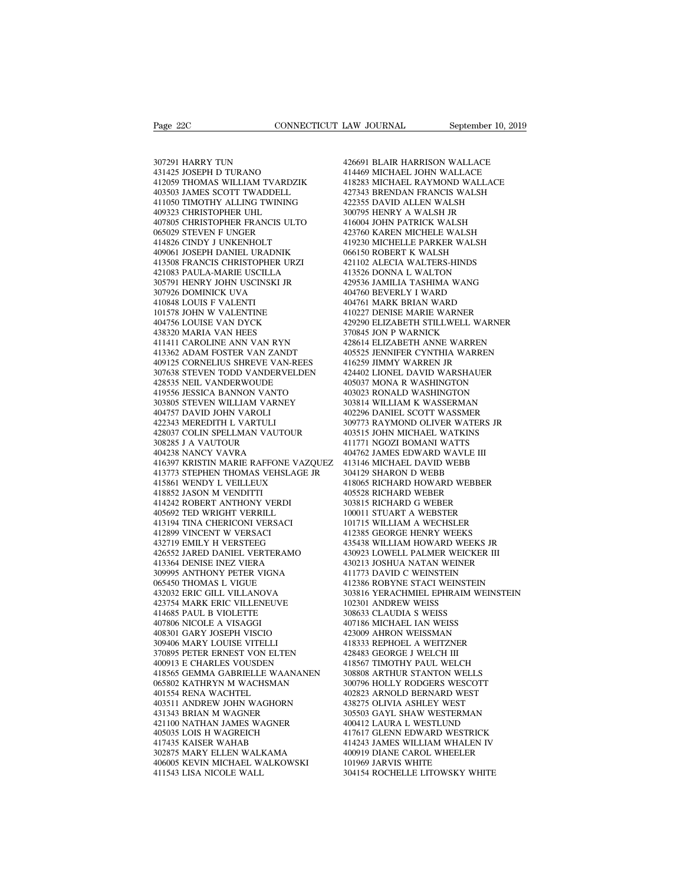307291 HARRY TUN
431425 JOSEPH D TURANO
412059 THOMAS WILLIAM TVARDZIK
403503 JAMES SCOTT TWADDELL
411050 TIMOTHY ALLING TWINING
409323 CHRISTOPHER UHL
407805 CHRISTOPHER FRANCIS ULTO
065029 STEVEN F UNGER
414826 CINDY J UNKENHOLT
409061 JOSEPH DANIEL URADNIK
413508 FRANCIS CHRISTOPHER URZI
421083 PAULA-MARIE USCILLA
305791 HENRY JOHN USCINSKI JR
307926 DOMINICK UVA
410848 LOUIS F VALENTI
101578 JOHN W VALENTINE
404756 LOUISE VAN DYCK
438320 MARIA VAN HEES
411411 CAROLINE ANN VAN RYN
413362 ADAM FOSTER VAN ZANDT
409125 CORNELIUS SHREVE VAN-REES
307638 STEVEN TODD VANDERVELDEN
428535 NEIL VANDERWOUDE
419556 JESSICA BANNON VANTO
303805 STEVEN WILLIAM VARNEY
404757 DAVID JOHN VAROLI
422343 MEREDITH L VARTULI
428037 COLIN SPELLMAN VAUTOUR
308285 J A VAUTOUR
404238 NANCY VAVRA
416397 KRISTIN MARIE RAFFONE VAZQUEZ
413773 STEPHEN THOMAS VEHSLAGE JR
415861 WENDY L VEILLEUX
418852 JASON M VENDITTI
414242 ROBERT ANTHONY VERDI
405692 TED WRIGHT VERRILL
413194 TINA CHERICONI VERSACI
412899 VINCENT W VERSACI
432719 EMILY H VERSTEEG
426552 JARED DANIEL VERTERAMO
413364 DENISE INEZ VIERA
309995 ANTHONY PETER VIGNA
065450 THOMAS L VIGUE
432032 ERIC GILL VILLANOVA
423754 MARK ERIC VILLENEUVE
414685 PAUL B VIOLETTE
407806 NICOLE A VISAGGI
408301 GARY JOSEPH VISCIO
309406 MARY LOUISE VITELLI
370895 PETER ERNEST VON ELTEN
400913 E CHARLES VOUSDEN
418565 GEMMA GABRIELLE WAANANEN
065802 KATHRYN M WACHSMAN
401554 RENA WACHTEL
403511 ANDREW JOHN WAGHORN
431343 BRIAN M WAGNER
421100 NATHAN JAMES WAGNER
405035 LOIS H WAGREICH
417435 KAISER WAHAB
302875 MARY ELLEN WALKAMA
406005 KEVIN MICHAEL WALKOWSKI
411543 LISA NICOLE WALL
426691 BLAIR HARRISON WALLACE
414469 MICHAEL JOHN WALLACE
418283 MICHAEL RAYMOND WALLACE
427343 BRENDAN FRANCIS WALSH
422355 DAVID ALLEN WALSH
300795 HENRY A WALSH JR
416004 JOHN PATRICK WALSH
423760 KAREN MICHELE WALSH
419230 MICHELLE PARKER WALSH
066150 ROBERT K WALSH
421102 ALECIA WALTERS-HINDS
413526 DONNA L WALTON
429536 JAMILIA TASHIMA WANG
404760 BEVERLY I WARD
404761 MARK BRIAN WARD
410227 DENISE MARIE WARNER
429290 ELIZABETH STILLWELL WARNER
370845 JON P WARNICK
428614 ELIZABETH ANNE WARREN
405525 JENNIFER CYNTHIA WARREN
416259 JIMMY WARREN JR
424402 LIONEL DAVID WARSHAUER
405037 MONA R WASHINGTON
403023 RONALD WASHINGTON
303814 WILLIAM K WASSERMAN
402296 DANIEL SCOTT WASSMER
309773 RAYMOND OLIVER WATERS JR
403515 JOHN MICHAEL WATKINS
411771 NGOZI BOMANI WATTS
404762 JAMES EDWARD WAVLE III
413146 MICHAEL DAVID WEBB
304129 SHARON D WEBB
418065 RICHARD HOWARD WEBBER
405528 RICHARD WEBER
303815 RICHARD G WEBER
100011 STUART A WEBSTER
101715 WILLIAM A WECHSLER
412385 GEORGE HENRY WEEKS
435438 WILLIAM HOWARD WEEKS JR
430923 LOWELL PALMER WEICKER III
430213 JOSHUA NATAN WEINER
411773 DAVID C WEINSTEIN
412386 ROBYNE STACI WEINSTEIN
303816 YERACHMIEL EPHRAIM WEINSTEIN
102301 ANDREW WEISS
308633 CLAUDIA S WEISS
407186 MICHAEL IAN WEISS
423009 AHRON WEISSMAN
418333 REPHOEL A WEITZNER
428483 GEORGE J WELCH III
418567 TIMOTHY PAUL WELCH
308808 ARTHUR STANTON WELLS
300796 HOLLY RODGERS WESCOTT
402823 ARNOLD BERNARD WEST
438275 OLIVIA ASHLEY WEST
305503 GAYL SHAW WESTERMAN
400412 LAURA L WESTLUND
417617 GLENN EDWARD WESTRICK
414243 JAMES WILLIAM WHALEN IV
400919 DIANE CAROL WHEELER
101969 JARVIS WHITE
304154 ROCHELLE LITOWSKY WHITE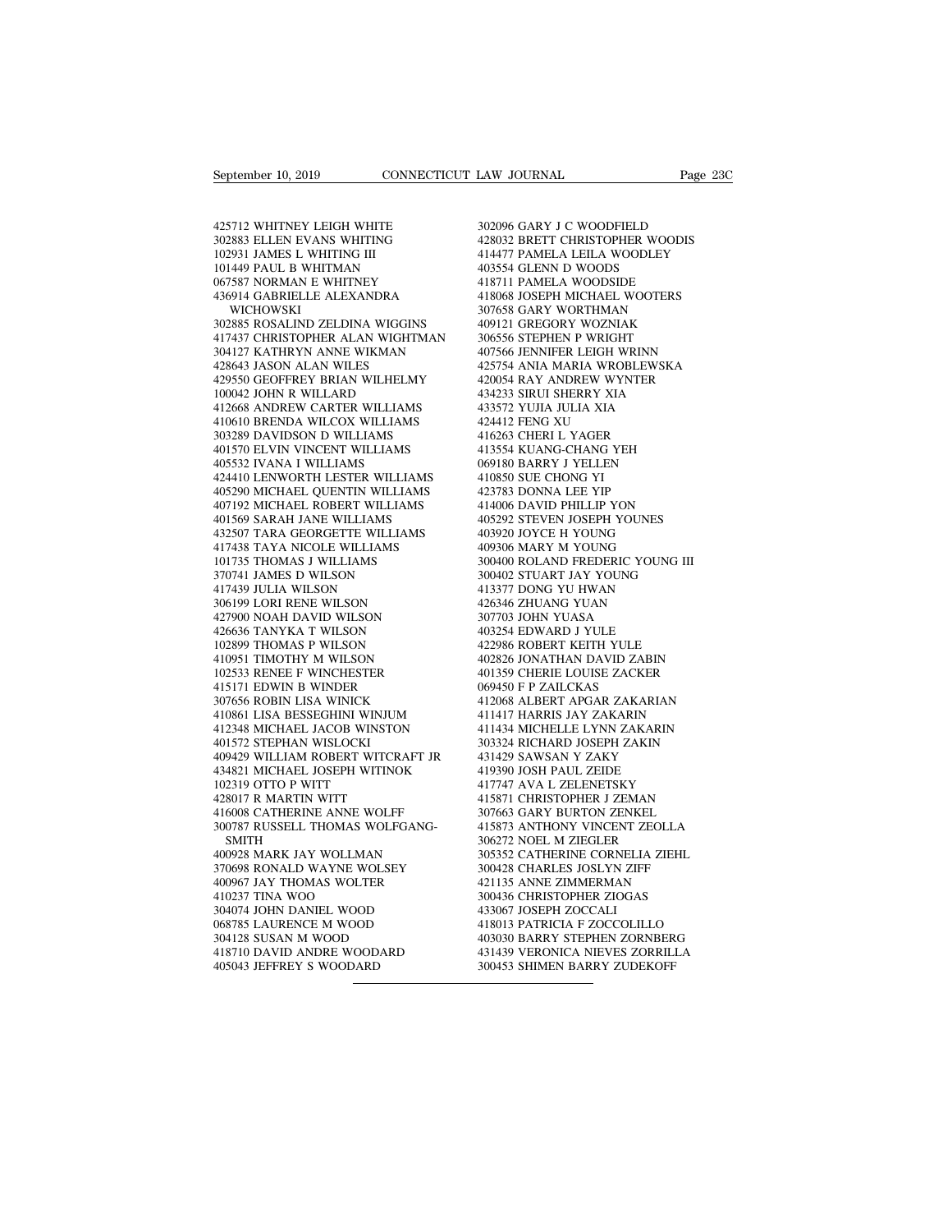425712 WHITNEY LEIGH WHITE
302883 ELLEN EVANS WHITING
102931 JAMES L WHITING III
101449 PAUL B WHITMAN
067587 NORMAN E WHITNEY
436914 GABRIELLE ALEXANDRA WICHOWSKI
302885 ROSALIND ZELDINA WIGGINS
417437 CHRISTOPHER ALAN WIGHTMAN
304127 KATHRYN ANNE WIKMAN
428643 JASON ALAN WILES
429550 GEOFFREY BRIAN WILHELMY
100042 JOHN R WILLARD
412668 ANDREW CARTER WILLIAMS
410610 BRENDA WILCOX WILLIAMS
303289 DAVIDSON D WILLIAMS
401570 ELVIN VINCENT WILLIAMS
405532 IVANA I WILLIAMS
424410 LENWORTH LESTER WILLIAMS
405290 MICHAEL QUENTIN WILLIAMS
407192 MICHAEL ROBERT WILLIAMS
401569 SARAH JANE WILLIAMS
432507 TARA GEORGETTE WILLIAMS
417438 TAYA NICOLE WILLIAMS
101735 THOMAS J WILLIAMS
370741 JAMES D WILSON
417439 JULIA WILSON
306199 LORI RENE WILSON
427900 NOAH DAVID WILSON
426636 TANYKA T WILSON
102899 THOMAS P WILSON
410951 TIMOTHY M WILSON
102533 RENEE F WINCHESTER
415171 EDWIN B WINDER
307656 ROBIN LISA WINICK
410861 LISA BESSEGHINI WINJUM
412348 MICHAEL JACOB WINSTON
401572 STEPHAN WISLOCKI
409429 WILLIAM ROBERT WITCRAFT JR
434821 MICHAEL JOSEPH WITINOK
102319 OTTO P WITT
428017 R MARTIN WITT
416008 CATHERINE ANNE WOLFF
300787 RUSSELL THOMAS WOLFGANG-SMITH
400928 MARK JAY WOLLMAN
370698 RONALD WAYNE WOLSEY
400967 JAY THOMAS WOLTER
410237 TINA WOO
304074 JOHN DANIEL WOOD
068785 LAURENCE M WOOD
304128 SUSAN M WOOD
418710 DAVID ANDRE WOODARD
405043 JEFFREY S WOODARD
302096 GARY J C WOODFIELD
428032 BRETT CHRISTOPHER WOODIS
414477 PAMELA LEILA WOODLEY
403554 GLENN D WOODS
418711 PAMELA WOODSIDE
418068 JOSEPH MICHAEL WOOTERS
307658 GARY WORTHMAN
409121 GREGORY WOZNIAK
306556 STEPHEN P WRIGHT
407566 JENNIFER LEIGH WRINN
425754 ANIA MARIA WROBLEWSKA
420054 RAY ANDREW WYNTER
434233 SIRUI SHERRY XIA
433572 YUJIA JULIA XIA
424412 FENG XU
416263 CHERI L YAGER
413554 KUANG-CHANG YEH
069180 BARRY J YELLEN
410850 SUE CHONG YI
423783 DONNA LEE YIP
414006 DAVID PHILLIP YON
405292 STEVEN JOSEPH YOUNES
403920 JOYCE H YOUNG
409306 MARY M YOUNG
300400 ROLAND FREDERIC YOUNG III
300402 STUART JAY YOUNG
413377 DONG YU HWAN
426346 ZHUANG YUAN
307703 JOHN YUASA
403254 EDWARD J YULE
422986 ROBERT KEITH YULE
402826 JONATHAN DAVID ZABIN
401359 CHERIE LOUISE ZACKER
069450 F P ZAILCKAS
412068 ALBERT APGAR ZAKARIAN
411417 HARRIS JAY ZAKARIN
411434 MICHELLE LYNN ZAKARIN
303324 RICHARD JOSEPH ZAKIN
431429 SAWSAN Y ZAKY
419390 JOSH PAUL ZEIDE
417747 AVA L ZELENETSKY
415871 CHRISTOPHER J ZEMAN
307663 GARY BURTON ZENKEL
415873 ANTHONY VINCENT ZEOLLA
306272 NOEL M ZIEGLER
305352 CATHERINE CORNELIA ZIEHL
300428 CHARLES JOSLYN ZIFF
421135 ANNE ZIMMERMAN
300436 CHRISTOPHER ZIOGAS
433067 JOSEPH ZOCCALI
418013 PATRICIA F ZOCCOLILLO
403030 BARRY STEPHEN ZORNBERG
431439 VERONICA NIEVES ZORRILLA
300453 SHIMEN BARRY ZUDEKOFF